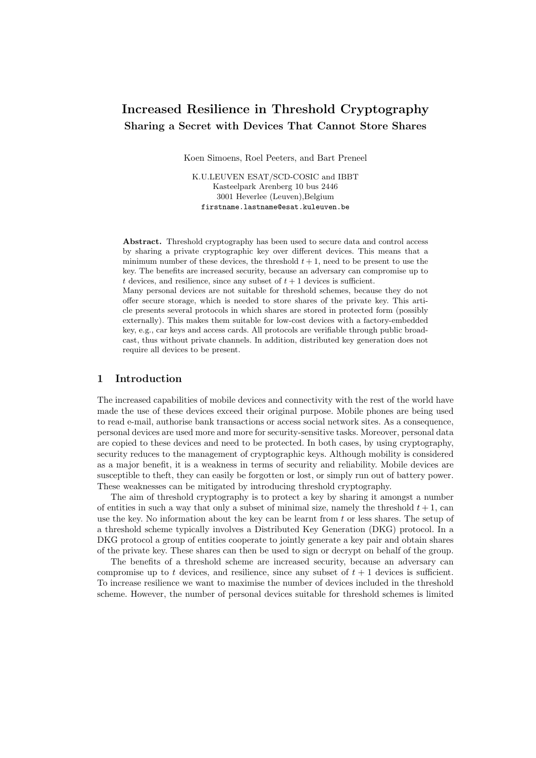# Increased Resilience in Threshold Cryptography

## Sharing a Secret with Devices That Cannot Store Shares

Koen Simoens, Roel Peeters, and Bart Preneel

K.U.LEUVEN ESAT/SCD-COSIC and IBBT
Kasteelpark Arenberg 10 bus 2446
3001 Heverlee (Leuven),Belgium
`firstname.lastname@esat.kuleuven.be`

**Abstract.** Threshold cryptography has been used to secure data and control access by sharing a private cryptographic key over different devices. This means that a minimum number of these devices, the threshold $t+1$, need to be present to use the key. The benefits are increased security, because an adversary can compromise up to $t$ devices, and resilience, since any subset of $t+1$ devices is sufficient.
Many personal devices are not suitable for threshold schemes, because they do not offer secure storage, which is needed to store shares of the private key. This article presents several protocols in which shares are stored in protected form (possibly externally). This makes them suitable for low-cost devices with a factory-embedded key, e.g., car keys and access cards. All protocols are verifiable through public broadcast, thus without private channels. In addition, distributed key generation does not require all devices to be present.

## 1 Introduction

The increased capabilities of mobile devices and connectivity with the rest of the world have made the use of these devices exceed their original purpose. Mobile phones are being used to read e-mail, authorise bank transactions or access social network sites. As a consequence, personal devices are used more and more for security-sensitive tasks. Moreover, personal data are copied to these devices and need to be protected. In both cases, by using cryptography, security reduces to the management of cryptographic keys. Although mobility is considered as a major benefit, it is a weakness in terms of security and reliability. Mobile devices are susceptible to theft, they can easily be forgotten or lost, or simply run out of battery power. These weaknesses can be mitigated by introducing threshold cryptography.

The aim of threshold cryptography is to protect a key by sharing it amongst a number of entities in such a way that only a subset of minimal size, namely the threshold $t+1$, can use the key. No information about the key can be learnt from $t$ or less shares. The setup of a threshold scheme typically involves a Distributed Key Generation (DKG) protocol. In a DKG protocol a group of entities cooperate to jointly generate a key pair and obtain shares of the private key. These shares can then be used to sign or decrypt on behalf of the group.

The benefits of a threshold scheme are increased security, because an adversary can compromise up to $t$ devices, and resilience, since any subset of $t+1$ devices is sufficient. To increase resilience we want to maximise the number of devices included in the threshold scheme. However, the number of personal devices suitable for threshold schemes is limited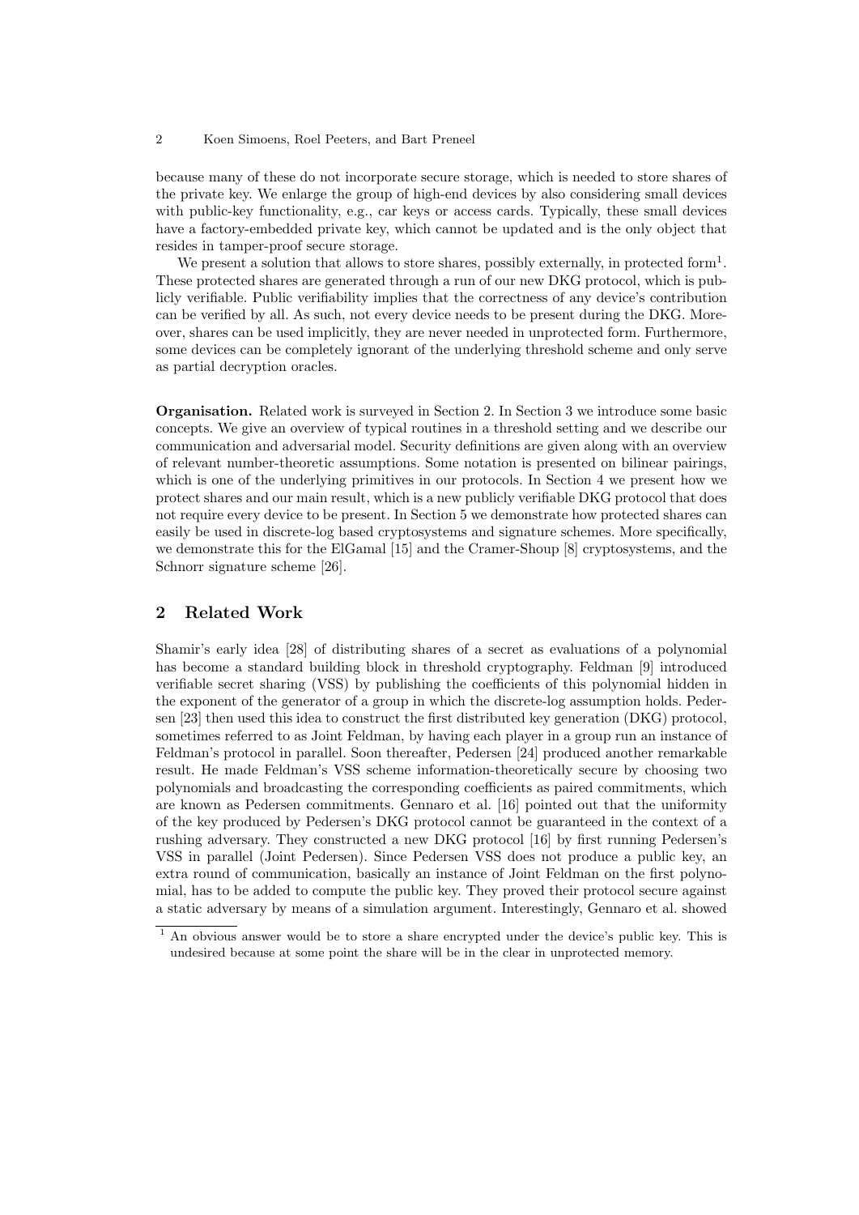because many of these do not incorporate secure storage, which is needed to store shares of the private key. We enlarge the group of high-end devices by also considering small devices with public-key functionality, e.g., car keys or access cards. Typically, these small devices have a factory-embedded private key, which cannot be updated and is the only object that resides in tamper-proof secure storage.

We present a solution that allows to store shares, possibly externally, in protected form[1]. These protected shares are generated through a run of our new DKG protocol, which is publicly verifiable. Public verifiability implies that the correctness of any device's contribution can be verified by all. As such, not every device needs to be present during the DKG. Moreover, shares can be used implicitly, they are never needed in unprotected form. Furthermore, some devices can be completely ignorant of the underlying threshold scheme and only serve as partial decryption oracles.

**Organisation.** Related work is surveyed in Section 2. In Section 3 we introduce some basic concepts. We give an overview of typical routines in a threshold setting and we describe our communication and adversarial model. Security definitions are given along with an overview of relevant number-theoretic assumptions. Some notation is presented on bilinear pairings, which is one of the underlying primitives in our protocols. In Section 4 we present how we protect shares and our main result, which is a new publicly verifiable DKG protocol that does not require every device to be present. In Section 5 we demonstrate how protected shares can easily be used in discrete-log based cryptosystems and signature schemes. More specifically, we demonstrate this for the ElGamal [15] and the Cramer-Shoup [8] cryptosystems, and the Schnorr signature scheme [26].

## 2 Related Work

Shamir's early idea [28] of distributing shares of a secret as evaluations of a polynomial has become a standard building block in threshold cryptography. Feldman [9] introduced verifiable secret sharing (VSS) by publishing the coefficients of this polynomial hidden in the exponent of the generator of a group in which the discrete-log assumption holds. Pedersen [23] then used this idea to construct the first distributed key generation (DKG) protocol, sometimes referred to as Joint Feldman, by having each player in a group run an instance of Feldman's protocol in parallel. Soon thereafter, Pedersen [24] produced another remarkable result. He made Feldman's VSS scheme information-theoretically secure by choosing two polynomials and broadcasting the corresponding coefficients as paired commitments, which are known as Pedersen commitments. Gennaro et al. [16] pointed out that the uniformity of the key produced by Pedersen's DKG protocol cannot be guaranteed in the context of a rushing adversary. They constructed a new DKG protocol [16] by first running Pedersen's VSS in parallel (Joint Pedersen). Since Pedersen VSS does not produce a public key, an extra round of communication, basically an instance of Joint Feldman on the first polynomial, has to be added to compute the public key. They proved their protocol secure against a static adversary by means of a simulation argument. Interestingly, Gennaro et al. showed

[1] An obvious answer would be to store a share encrypted under the device's public key. This is undesired because at some point the share will be in the clear in unprotected memory.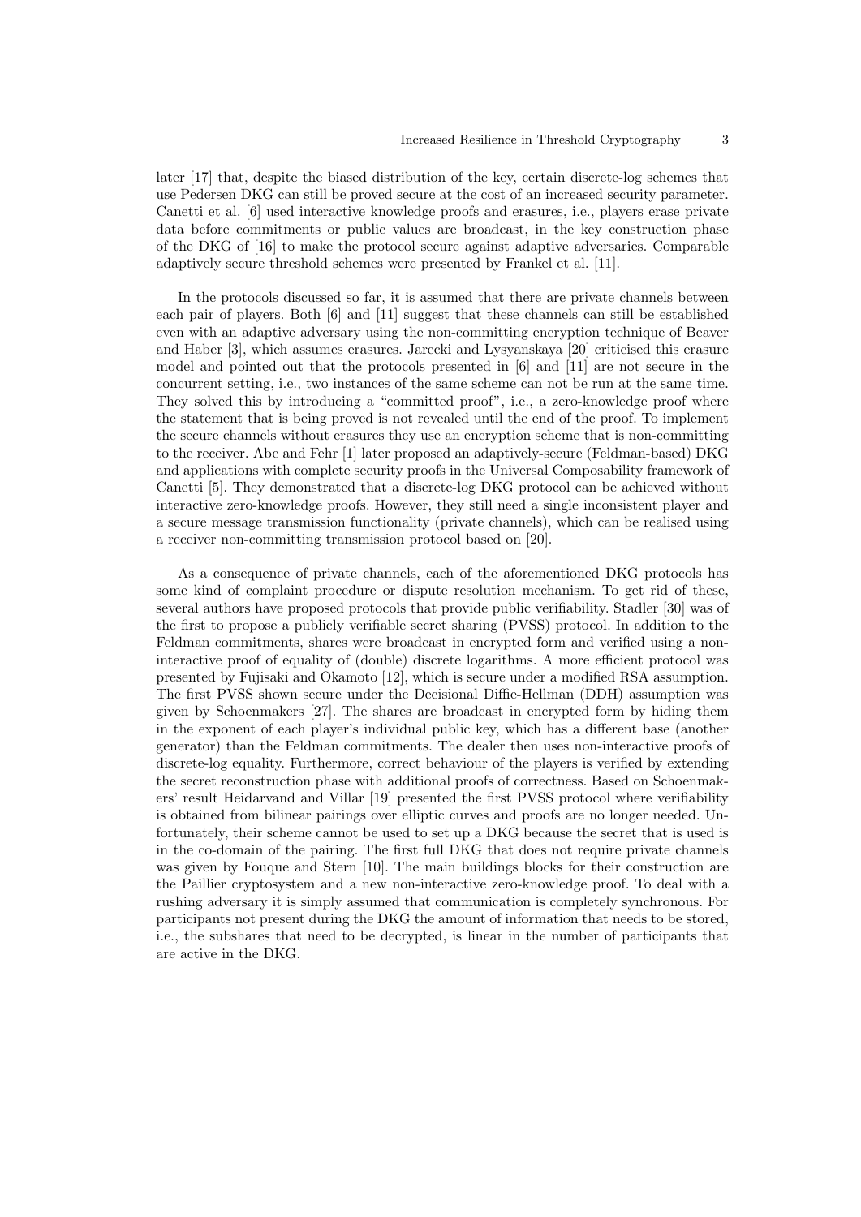later [17] that, despite the biased distribution of the key, certain discrete-log schemes that use Pedersen DKG can still be proved secure at the cost of an increased security parameter. Canetti et al. [6] used interactive knowledge proofs and erasures, i.e., players erase private data before commitments or public values are broadcast, in the key construction phase of the DKG of [16] to make the protocol secure against adaptive adversaries. Comparable adaptively secure threshold schemes were presented by Frankel et al. [11].

In the protocols discussed so far, it is assumed that there are private channels between each pair of players. Both [6] and [11] suggest that these channels can still be established even with an adaptive adversary using the non-committing encryption technique of Beaver and Haber [3], which assumes erasures. Jarecki and Lysyanskaya [20] criticised this erasure model and pointed out that the protocols presented in [6] and [11] are not secure in the concurrent setting, i.e., two instances of the same scheme can not be run at the same time. They solved this by introducing a "committed proof", i.e., a zero-knowledge proof where the statement that is being proved is not revealed until the end of the proof. To implement the secure channels without erasures they use an encryption scheme that is non-committing to the receiver. Abe and Fehr [1] later proposed an adaptively-secure (Feldman-based) DKG and applications with complete security proofs in the Universal Composability framework of Canetti [5]. They demonstrated that a discrete-log DKG protocol can be achieved without interactive zero-knowledge proofs. However, they still need a single inconsistent player and a secure message transmission functionality (private channels), which can be realised using a receiver non-committing transmission protocol based on [20].

As a consequence of private channels, each of the aforementioned DKG protocols has some kind of complaint procedure or dispute resolution mechanism. To get rid of these, several authors have proposed protocols that provide public verifiability. Stadler [30] was of the first to propose a publicly verifiable secret sharing (PVSS) protocol. In addition to the Feldman commitments, shares were broadcast in encrypted form and verified using a non-interactive proof of equality of (double) discrete logarithms. A more efficient protocol was presented by Fujisaki and Okamoto [12], which is secure under a modified RSA assumption. The first PVSS shown secure under the Decisional Diffie-Hellman (DDH) assumption was given by Schoenmakers [27]. The shares are broadcast in encrypted form by hiding them in the exponent of each player's individual public key, which has a different base (another generator) than the Feldman commitments. The dealer then uses non-interactive proofs of discrete-log equality. Furthermore, correct behaviour of the players is verified by extending the secret reconstruction phase with additional proofs of correctness. Based on Schoenmakers' result Heidarvand and Villar [19] presented the first PVSS protocol where verifiability is obtained from bilinear pairings over elliptic curves and proofs are no longer needed. Unfortunately, their scheme cannot be used to set up a DKG because the secret that is used is in the co-domain of the pairing. The first full DKG that does not require private channels was given by Fouque and Stern [10]. The main buildings blocks for their construction are the Paillier cryptosystem and a new non-interactive zero-knowledge proof. To deal with a rushing adversary it is simply assumed that communication is completely synchronous. For participants not present during the DKG the amount of information that needs to be stored, i.e., the subshares that need to be decrypted, is linear in the number of participants that are active in the DKG.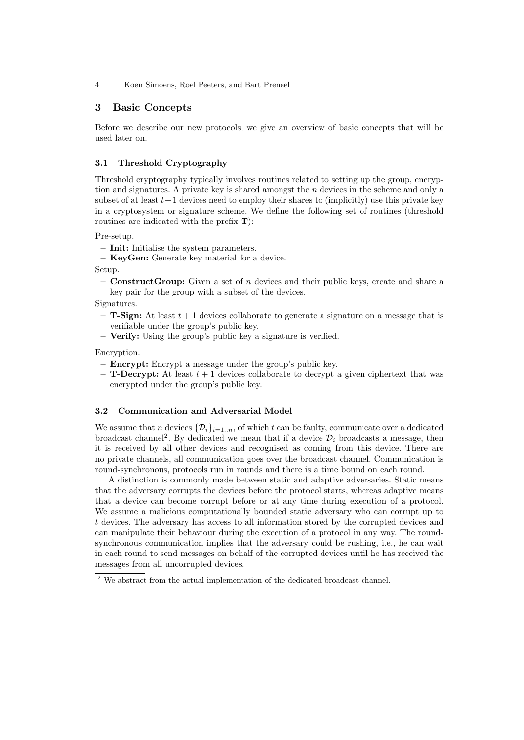## 3 Basic Concepts

Before we describe our new protocols, we give an overview of basic concepts that will be used later on.

### 3.1 Threshold Cryptography

Threshold cryptography typically involves routines related to setting up the group, encryption and signatures. A private key is shared amongst the $n$ devices in the scheme and only a subset of at least $t+1$ devices need to employ their shares to (implicitly) use this private key in a cryptosystem or signature scheme. We define the following set of routines (threshold routines are indicated with the prefix **T**):

Pre-setup.

- **Init:** Initialise the system parameters.
- **KeyGen:** Generate key material for a device.

Setup.

- **ConstructGroup:** Given a set of $n$ devices and their public keys, create and share a key pair for the group with a subset of the devices.

Signatures.

- **T-Sign:** At least $t+1$ devices collaborate to generate a signature on a message that is verifiable under the group's public key.
- **Verify:** Using the group's public key a signature is verified.

Encryption.

- **Encrypt:** Encrypt a message under the group's public key.
- **T-Decrypt:** At least $t+1$ devices collaborate to decrypt a given ciphertext that was encrypted under the group's public key.

### 3.2 Communication and Adversarial Model

We assume that $n$ devices $\{\mathcal{D}_i\}_{i=1..n}$, of which $t$ can be faulty, communicate over a dedicated broadcast channel[2]. By dedicated we mean that if a device $\mathcal{D}_i$ broadcasts a message, then it is received by all other devices and recognised as coming from this device. There are no private channels, all communication goes over the broadcast channel. Communication is round-synchronous, protocols run in rounds and there is a time bound on each round.

A distinction is commonly made between static and adaptive adversaries. Static means that the adversary corrupts the devices before the protocol starts, whereas adaptive means that a device can become corrupt before or at any time during execution of a protocol. We assume a malicious computationally bounded static adversary who can corrupt up to $t$ devices. The adversary has access to all information stored by the corrupted devices and can manipulate their behaviour during the execution of a protocol in any way. The round-synchronous communication implies that the adversary could be rushing, i.e., he can wait in each round to send messages on behalf of the corrupted devices until he has received the messages from all uncorrupted devices.

[2] We abstract from the actual implementation of the dedicated broadcast channel.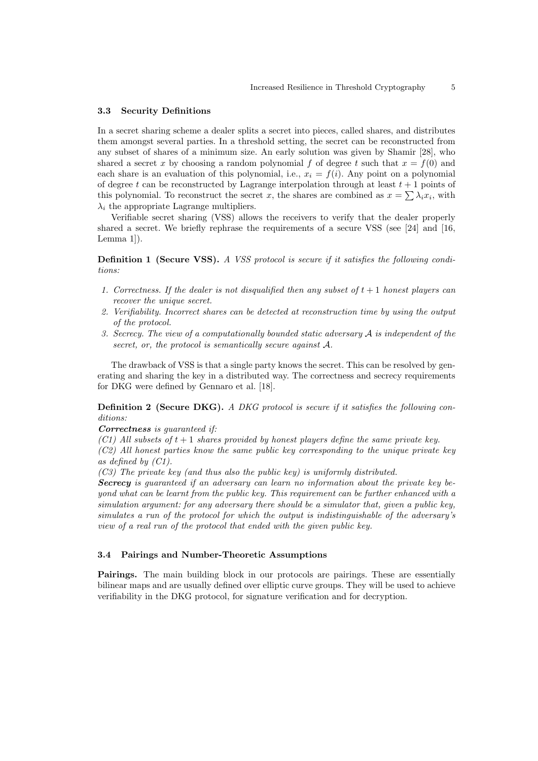### 3.3 Security Definitions

In a secret sharing scheme a dealer splits a secret into pieces, called shares, and distributes them amongst several parties. In a threshold setting, the secret can be reconstructed from any subset of shares of a minimum size. An early solution was given by Shamir [28], who shared a secret $x$ by choosing a random polynomial $f$ of degree $t$ such that $x = f(0)$ and each share is an evaluation of this polynomial, i.e., $x_i = f(i)$. Any point on a polynomial of degree $t$ can be reconstructed by Lagrange interpolation through at least $t+1$ points of this polynomial. To reconstruct the secret $x$, the shares are combined as $x = \sum \lambda_i x_i$, with $\lambda_i$ the appropriate Lagrange multipliers.

Verifiable secret sharing (VSS) allows the receivers to verify that the dealer properly shared a secret. We briefly rephrase the requirements of a secure VSS (see [24] and [16, Lemma 1]).

**Definition 1 (Secure VSS).** *A VSS protocol is secure if it satisfies the following conditions:*

1. *Correctness. If the dealer is not disqualified then any subset of $t+1$ honest players can recover the unique secret.*
2. *Verifiability. Incorrect shares can be detected at reconstruction time by using the output of the protocol.*
3. *Secrecy. The view of a computationally bounded static adversary $\mathcal{A}$ is independent of the secret, or, the protocol is semantically secure against $\mathcal{A}$.*

The drawback of VSS is that a single party knows the secret. This can be resolved by generating and sharing the key in a distributed way. The correctness and secrecy requirements for DKG were defined by Gennaro et al. [18].

**Definition 2 (Secure DKG).** *A DKG protocol is secure if it satisfies the following conditions:*

***Correctness*** *is guaranteed if:*

*(C1) All subsets of $t+1$ shares provided by honest players define the same private key.*

*(C2) All honest parties know the same public key corresponding to the unique private key as defined by (C1).*

*(C3) The private key (and thus also the public key) is uniformly distributed.*

***Secrecy*** *is guaranteed if an adversary can learn no information about the private key beyond what can be learnt from the public key. This requirement can be further enhanced with a simulation argument: for any adversary there should be a simulator that, given a public key, simulates a run of the protocol for which the output is indistinguishable of the adversary's view of a real run of the protocol that ended with the given public key.*

### 3.4 Pairings and Number-Theoretic Assumptions

**Pairings.** The main building block in our protocols are pairings. These are essentially bilinear maps and are usually defined over elliptic curve groups. They will be used to achieve verifiability in the DKG protocol, for signature verification and for decryption.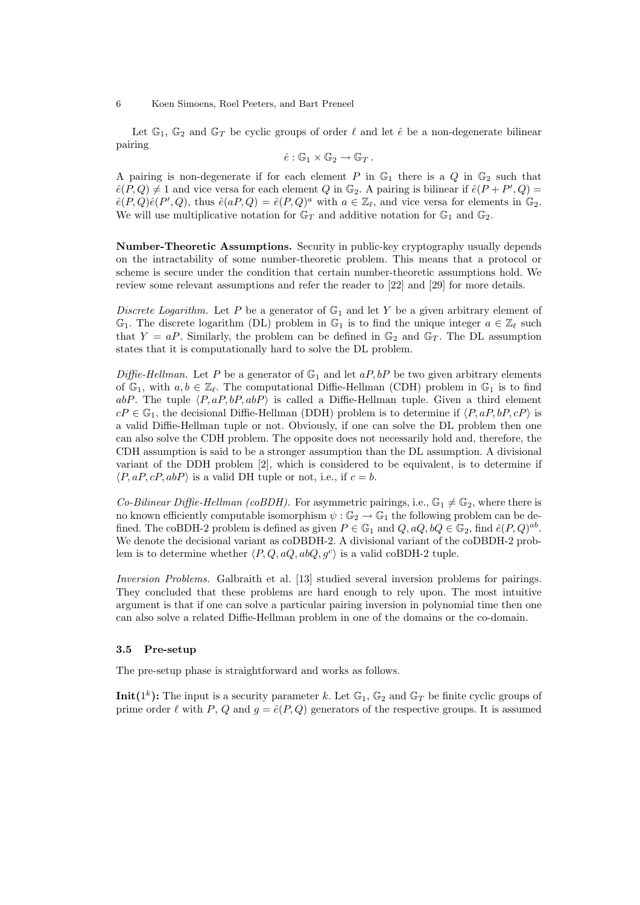Let $\mathbb{G}_1$, $\mathbb{G}_2$ and $\mathbb{G}_T$ be cyclic groups of order $\ell$ and let $\hat{e}$ be a non-degenerate bilinear pairing

$$\hat{e} : \mathbb{G}_1 \times \mathbb{G}_2 \to \mathbb{G}_T \, .$$

A pairing is non-degenerate if for each element $P$ in $\mathbb{G}_1$ there is a $Q$ in $\mathbb{G}_2$ such that $\hat{e}(P, Q) \neq 1$ and vice versa for each element $Q$ in $\mathbb{G}_2$. A pairing is bilinear if $\hat{e}(P + P', Q) = \hat{e}(P, Q)\hat{e}(P', Q)$, thus $\hat{e}(aP, Q) = \hat{e}(P, Q)^a$ with $a \in \mathbb{Z}_\ell$, and vice versa for elements in $\mathbb{G}_2$. We will use multiplicative notation for $\mathbb{G}_T$ and additive notation for $\mathbb{G}_1$ and $\mathbb{G}_2$.

**Number-Theoretic Assumptions.** Security in public-key cryptography usually depends on the intractability of some number-theoretic problem. This means that a protocol or scheme is secure under the condition that certain number-theoretic assumptions hold. We review some relevant assumptions and refer the reader to [22] and [29] for more details.

*Discrete Logarithm.* Let $P$ be a generator of $\mathbb{G}_1$ and let $Y$ be a given arbitrary element of $\mathbb{G}_1$. The discrete logarithm (DL) problem in $\mathbb{G}_1$ is to find the unique integer $a \in \mathbb{Z}_\ell$ such that $Y = aP$. Similarly, the problem can be defined in $\mathbb{G}_2$ and $\mathbb{G}_T$. The DL assumption states that it is computationally hard to solve the DL problem.

*Diffie-Hellman.* Let $P$ be a generator of $\mathbb{G}_1$ and let $aP, bP$ be two given arbitrary elements of $\mathbb{G}_1$, with $a, b \in \mathbb{Z}_\ell$. The computational Diffie-Hellman (CDH) problem in $\mathbb{G}_1$ is to find $abP$. The tuple $\langle P, aP, bP, abP \rangle$ is called a Diffie-Hellman tuple. Given a third element $cP \in \mathbb{G}_1$, the decisional Diffie-Hellman (DDH) problem is to determine if $\langle P, aP, bP, cP \rangle$ is a valid Diffie-Hellman tuple or not. Obviously, if one can solve the DL problem then one can also solve the CDH problem. The opposite does not necessarily hold and, therefore, the CDH assumption is said to be a stronger assumption than the DL assumption. A divisional variant of the DDH problem [2], which is considered to be equivalent, is to determine if $\langle P, aP, cP, abP \rangle$ is a valid DH tuple or not, i.e., if $c = b$.

*Co-Bilinear Diffie-Hellman (coBDH).* For asymmetric pairings, i.e., $\mathbb{G}_1 \neq \mathbb{G}_2$, where there is no known efficiently computable isomorphism $\psi : \mathbb{G}_2 \to \mathbb{G}_1$ the following problem can be defined. The coBDH-2 problem is defined as given $P \in \mathbb{G}_1$ and $Q, aQ, bQ \in \mathbb{G}_2$, find $\hat{e}(P, Q)^{ab}$. We denote the decisional variant as coDBDH-2. A divisional variant of the coDBDH-2 problem is to determine whether $\langle P, Q, aQ, abQ, g^c \rangle$ is a valid coBDH-2 tuple.

*Inversion Problems.* Galbraith et al. [13] studied several inversion problems for pairings. They concluded that these problems are hard enough to rely upon. The most intuitive argument is that if one can solve a particular pairing inversion in polynomial time then one can also solve a related Diffie-Hellman problem in one of the domains or the co-domain.

### 3.5 Pre-setup

The pre-setup phase is straightforward and works as follows.

**Init($1^k$):** The input is a security parameter $k$. Let $\mathbb{G}_1$, $\mathbb{G}_2$ and $\mathbb{G}_T$ be finite cyclic groups of prime order $\ell$ with $P$, $Q$ and $g = \hat{e}(P, Q)$ generators of the respective groups. It is assumed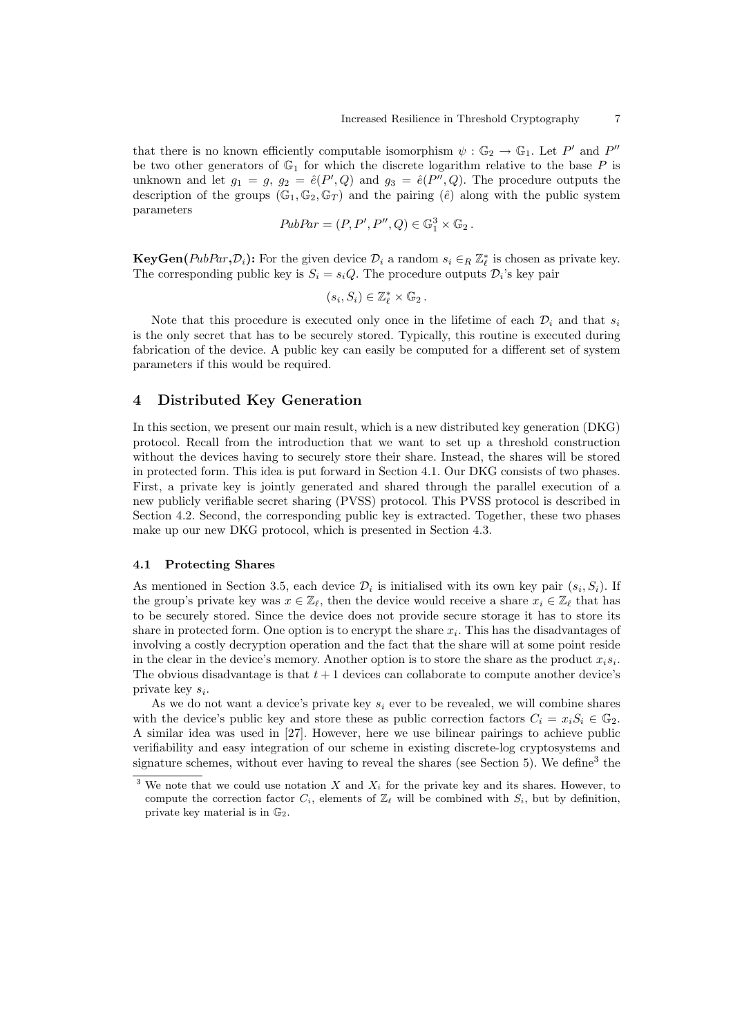that there is no known efficiently computable isomorphism $\psi : \mathbb{G}_2 \to \mathbb{G}_1$. Let $P'$ and $P''$ be two other generators of $\mathbb{G}_1$ for which the discrete logarithm relative to the base $P$ is unknown and let $g_1 = g$, $g_2 = \hat{e}(P', Q)$ and $g_3 = \hat{e}(P'', Q)$. The procedure outputs the description of the groups $(\mathbb{G}_1, \mathbb{G}_2, \mathbb{G}_T)$ and the pairing $(\hat{e})$ along with the public system parameters

$$PubPar = (P, P', P'', Q) \in \mathbb{G}_1^3 \times \mathbb{G}_2 \,.$$

**KeyGen($PubPar$,$\mathcal{D}_i$):** For the given device $\mathcal{D}_i$ a random $s_i \in_R \mathbb{Z}_\ell^*$ is chosen as private key. The corresponding public key is $S_i = s_i Q$. The procedure outputs $\mathcal{D}_i$'s key pair

$$(s_i, S_i) \in \mathbb{Z}_\ell^* \times \mathbb{G}_2 \,.$$

Note that this procedure is executed only once in the lifetime of each $\mathcal{D}_i$ and that $s_i$ is the only secret that has to be securely stored. Typically, this routine is executed during fabrication of the device. A public key can easily be computed for a different set of system parameters if this would be required.

## 4 Distributed Key Generation

In this section, we present our main result, which is a new distributed key generation (DKG) protocol. Recall from the introduction that we want to set up a threshold construction without the devices having to securely store their share. Instead, the shares will be stored in protected form. This idea is put forward in Section 4.1. Our DKG consists of two phases. First, a private key is jointly generated and shared through the parallel execution of a new publicly verifiable secret sharing (PVSS) protocol. This PVSS protocol is described in Section 4.2. Second, the corresponding public key is extracted. Together, these two phases make up our new DKG protocol, which is presented in Section 4.3.

### 4.1 Protecting Shares

As mentioned in Section 3.5, each device $\mathcal{D}_i$ is initialised with its own key pair $(s_i, S_i)$. If the group's private key was $x \in \mathbb{Z}_\ell$, then the device would receive a share $x_i \in \mathbb{Z}_\ell$ that has to be securely stored. Since the device does not provide secure storage it has to store its share in protected form. One option is to encrypt the share $x_i$. This has the disadvantages of involving a costly decryption operation and the fact that the share will at some point reside in the clear in the device's memory. Another option is to store the share as the product $x_i s_i$. The obvious disadvantage is that $t+1$ devices can collaborate to compute another device's private key $s_i$.

As we do not want a device's private key $s_i$ ever to be revealed, we will combine shares with the device's public key and store these as public correction factors $C_i = x_i S_i \in \mathbb{G}_2$. A similar idea was used in [27]. However, here we use bilinear pairings to achieve public verifiability and easy integration of our scheme in existing discrete-log cryptosystems and signature schemes, without ever having to reveal the shares (see Section 5). We define[3] the

[3] We note that we could use notation $X$ and $X_i$ for the private key and its shares. However, to compute the correction factor $C_i$, elements of $\mathbb{Z}_\ell$ will be combined with $S_i$, but by definition, private key material is in $\mathbb{G}_2$.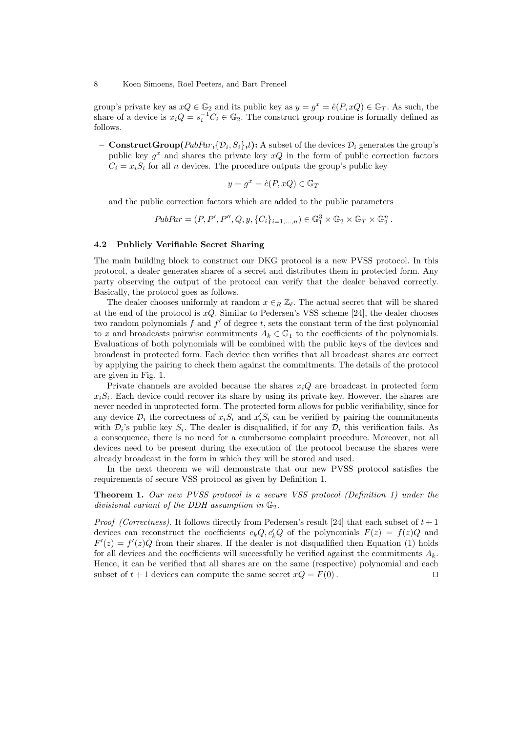group's private key as $xQ \in \mathbb{G}_2$ and its public key as $y = g^x = \hat{e}(P, xQ) \in \mathbb{G}_T$. As such, the share of a device is $x_i Q = s_i^{-1} C_i \in \mathbb{G}_2$. The construct group routine is formally defined as follows.

- **ConstructGroup(**$PubPar$,$\{\mathcal{D}_i, S_i\}$,$t$**):** A subset of the devices $\mathcal{D}_i$ generates the group's public key $g^x$ and shares the private key $xQ$ in the form of public correction factors $C_i = x_i S_i$ for all $n$ devices. The procedure outputs the group's public key

$$y = g^x = \hat{e}(P, xQ) \in \mathbb{G}_T$$

  and the public correction factors which are added to the public parameters

$$PubPar = (P, P', P'', Q, y, \{C_i\}_{i=1,\dots,n}) \in \mathbb{G}_1^3 \times \mathbb{G}_2 \times \mathbb{G}_T \times \mathbb{G}_2^n .$$

### 4.2 Publicly Verifiable Secret Sharing

The main building block to construct our DKG protocol is a new PVSS protocol. In this protocol, a dealer generates shares of a secret and distributes them in protected form. Any party observing the output of the protocol can verify that the dealer behaved correctly. Basically, the protocol goes as follows.

The dealer chooses uniformly at random $x \in_R \mathbb{Z}_\ell$. The actual secret that will be shared at the end of the protocol is $xQ$. Similar to Pedersen's VSS scheme [24], the dealer chooses two random polynomials $f$ and $f'$ of degree $t$, sets the constant term of the first polynomial to $x$ and broadcasts pairwise commitments $A_k \in \mathbb{G}_1$ to the coefficients of the polynomials. Evaluations of both polynomials will be combined with the public keys of the devices and broadcast in protected form. Each device then verifies that all broadcast shares are correct by applying the pairing to check them against the commitments. The details of the protocol are given in Fig. 1.

Private channels are avoided because the shares $x_i Q$ are broadcast in protected form $x_i S_i$. Each device could recover its share by using its private key. However, the shares are never needed in unprotected form. The protected form allows for public verifiability, since for any device $\mathcal{D}_i$ the correctness of $x_i S_i$ and $x_i' S_i$ can be verified by pairing the commitments with $\mathcal{D}_i$'s public key $S_i$. The dealer is disqualified, if for any $\mathcal{D}_i$ this verification fails. As a consequence, there is no need for a cumbersome complaint procedure. Moreover, not all devices need to be present during the execution of the protocol because the shares were already broadcast in the form in which they will be stored and used.

In the next theorem we will demonstrate that our new PVSS protocol satisfies the requirements of secure VSS protocol as given by Definition 1.

**Theorem 1.** *Our new PVSS protocol is a secure VSS protocol (Definition 1) under the divisional variant of the DDH assumption in* $\mathbb{G}_2$.

*Proof (Correctness).* It follows directly from Pedersen's result [24] that each subset of $t+1$ devices can reconstruct the coefficients $c_k Q, c_k' Q$ of the polynomials $F(z) = f(z)Q$ and $F'(z) = f'(z)Q$ from their shares. If the dealer is not disqualified then Equation (1) holds for all devices and the coefficients will successfully be verified against the commitments $A_k$. Hence, it can be verified that all shares are on the same (respective) polynomial and each subset of $t+1$ devices can compute the same secret $xQ = F(0)$. □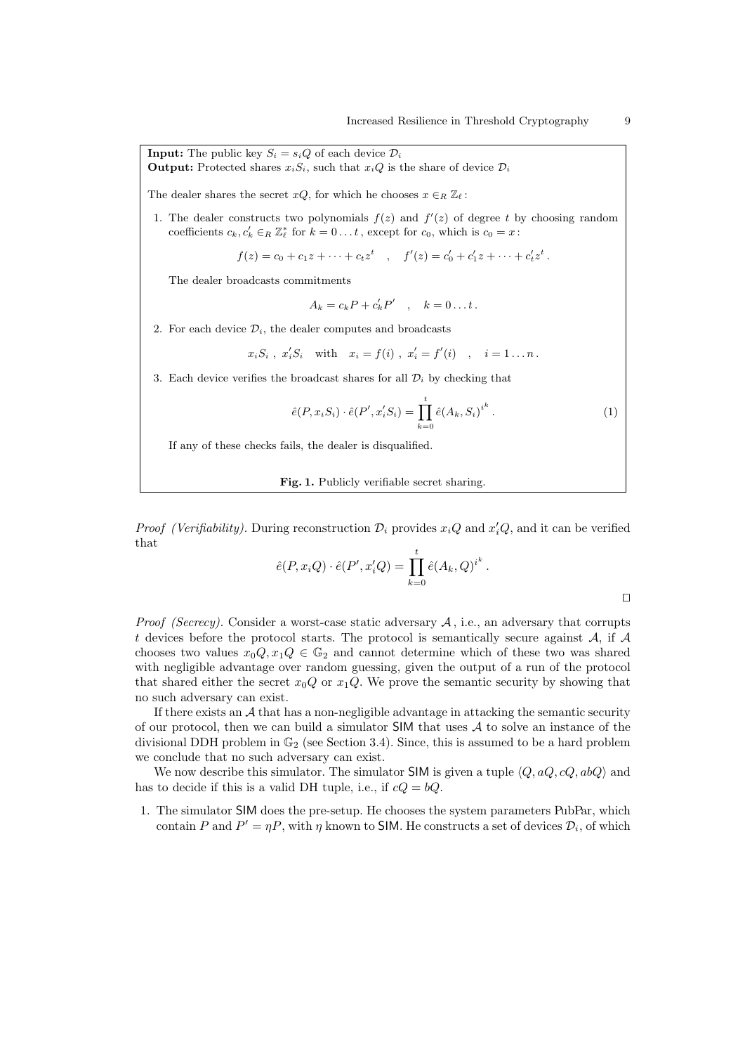**Input:** The public key $S_i = s_i Q$ of each device $\mathcal{D}_i$
**Output:** Protected shares $x_i S_i$, such that $x_i Q$ is the share of device $\mathcal{D}_i$

The dealer shares the secret $xQ$, for which he chooses $x \in_R \mathbb{Z}_\ell$ :

1. The dealer constructs two polynomials $f(z)$ and $f'(z)$ of degree $t$ by choosing random coefficients $c_k, c'_k \in_R \mathbb{Z}^*_\ell$ for $k = 0 \dots t$, except for $c_0$, which is $c_0 = x$ :

$$f(z) = c_0 + c_1 z + \cdots + c_t z^t \quad , \quad f'(z) = c'_0 + c'_1 z + \cdots + c'_t z^t \, .$$

   The dealer broadcasts commitments

$$A_k = c_k P + c'_k P' \quad , \quad k = 0 \dots t \, .$$

2. For each device $\mathcal{D}_i$, the dealer computes and broadcasts

$$x_i S_i \ , \ x'_i S_i \quad \text{with} \quad x_i = f(i) \ , \ x'_i = f'(i) \quad , \quad i = 1 \dots n \, .$$

3. Each device verifies the broadcast shares for all $\mathcal{D}_i$ by checking that

$$\hat{e}(P, x_i S_i) \cdot \hat{e}(P', x'_i S_i) = \prod_{k=0}^{t} \hat{e}(A_k, S_i)^{i^k} \, . \tag{1}$$

   If any of these checks fails, the dealer is disqualified.

**Fig. 1.** Publicly verifiable secret sharing.

*Proof (Verifiability).* During reconstruction $\mathcal{D}_i$ provides $x_i Q$ and $x'_i Q$, and it can be verified that

$$\hat{e}(P, x_i Q) \cdot \hat{e}(P', x'_i Q) = \prod_{k=0}^{t} \hat{e}(A_k, Q)^{i^k} \, .$$

□

*Proof (Secrecy).* Consider a worst-case static adversary $\mathcal{A}$, i.e., an adversary that corrupts $t$ devices before the protocol starts. The protocol is semantically secure against $\mathcal{A}$, if $\mathcal{A}$ chooses two values $x_0 Q, x_1 Q \in \mathbb{G}_2$ and cannot determine which of these two was shared with negligible advantage over random guessing, given the output of a run of the protocol that shared either the secret $x_0 Q$ or $x_1 Q$. We prove the semantic security by showing that no such adversary can exist.

If there exists an $\mathcal{A}$ that has a non-negligible advantage in attacking the semantic security of our protocol, then we can build a simulator $\mathsf{SIM}$ that uses $\mathcal{A}$ to solve an instance of the divisional DDH problem in $\mathbb{G}_2$ (see Section 3.4). Since, this is assumed to be a hard problem we conclude that no such adversary can exist.

We now describe this simulator. The simulator $\mathsf{SIM}$ is given a tuple $\langle Q, aQ, cQ, abQ \rangle$ and has to decide if this is a valid DH tuple, i.e., if $cQ = bQ$.

1. The simulator $\mathsf{SIM}$ does the pre-setup. He chooses the system parameters PubPar, which contain $P$ and $P' = \eta P$, with $\eta$ known to $\mathsf{SIM}$. He constructs a set of devices $\mathcal{D}_i$, of which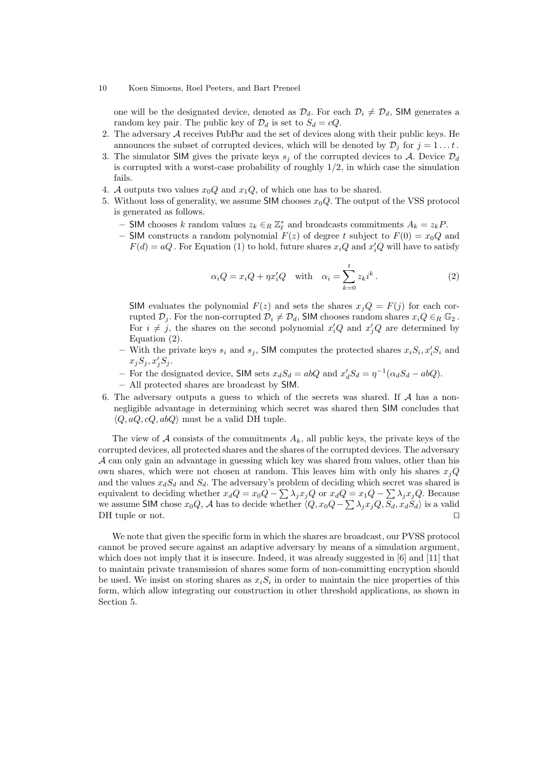one will be the designated device, denoted as $\mathcal{D}_d$. For each $\mathcal{D}_i \neq \mathcal{D}_d$, SIM generates a random key pair. The public key of $\mathcal{D}_d$ is set to $S_d = cQ$.

2. The adversary $\mathcal{A}$ receives PubPar and the set of devices along with their public keys. He announces the subset of corrupted devices, which will be denoted by $\mathcal{D}_j$ for $j = 1 \ldots t$.
3. The simulator SIM gives the private keys $s_j$ of the corrupted devices to $\mathcal{A}$. Device $\mathcal{D}_d$ is corrupted with a worst-case probability of roughly 1/2, in which case the simulation fails.
4. $\mathcal{A}$ outputs two values $x_0Q$ and $x_1Q$, of which one has to be shared.
5. Without loss of generality, we assume SIM chooses $x_0Q$. The output of the VSS protocol is generated as follows.
   - SIM chooses $k$ random values $z_k \in_R \mathbb{Z}_\ell^*$ and broadcasts commitments $A_k = z_kP$.
   - SIM constructs a random polynomial $F(z)$ of degree $t$ subject to $F(0) = x_0Q$ and $F(d) = aQ$. For Equation (1) to hold, future shares $x_iQ$ and $x_i'Q$ will have to satisfy

$$\alpha_i Q = x_i Q + \eta x_i' Q \quad \text{with} \quad \alpha_i = \sum_{k=0}^{t} z_k i^k \,. \tag{2}$$

   SIM evaluates the polynomial $F(z)$ and sets the shares $x_jQ = F(j)$ for each corrupted $\mathcal{D}_j$. For the non-corrupted $\mathcal{D}_i \neq \mathcal{D}_d$, SIM chooses random shares $x_iQ \in_R \mathbb{G}_2$. For $i \neq j$, the shares on the second polynomial $x_i'Q$ and $x_j'Q$ are determined by Equation (2).
   - With the private keys $s_i$ and $s_j$, SIM computes the protected shares $x_iS_i, x_i'S_i$ and $x_jS_j, x_j'S_j$.
   - For the designated device, SIM sets $x_dS_d = abQ$ and $x_d'S_d = \eta^{-1}(\alpha_dS_d - abQ)$.
   - All protected shares are broadcast by SIM.
6. The adversary outputs a guess to which of the secrets was shared. If $\mathcal{A}$ has a non-negligible advantage in determining which secret was shared then SIM concludes that $\langle Q, aQ, cQ, abQ\rangle$ must be a valid DH tuple.

The view of $\mathcal{A}$ consists of the commitments $A_k$, all public keys, the private keys of the corrupted devices, all protected shares and the shares of the corrupted devices. The adversary $\mathcal{A}$ can only gain an advantage in guessing which key was shared from values, other than his own shares, which were not chosen at random. This leaves him with only his shares $x_jQ$ and the values $x_dS_d$ and $S_d$. The adversary's problem of deciding which secret was shared is equivalent to deciding whether $x_dQ = x_0Q - \sum \lambda_j x_j Q$ or $x_dQ = x_1Q - \sum \lambda_j x_j Q$. Because we assume SIM chose $x_0Q$, $\mathcal{A}$ has to decide whether $\langle Q, x_0Q - \sum \lambda_j x_j Q, S_d, x_dS_d\rangle$ is a valid DH tuple or not. □

We note that given the specific form in which the shares are broadcast, our PVSS protocol cannot be proved secure against an adaptive adversary by means of a simulation argument, which does not imply that it is insecure. Indeed, it was already suggested in [6] and [11] that to maintain private transmission of shares some form of non-committing encryption should be used. We insist on storing shares as $x_iS_i$ in order to maintain the nice properties of this form, which allow integrating our construction in other threshold applications, as shown in Section 5.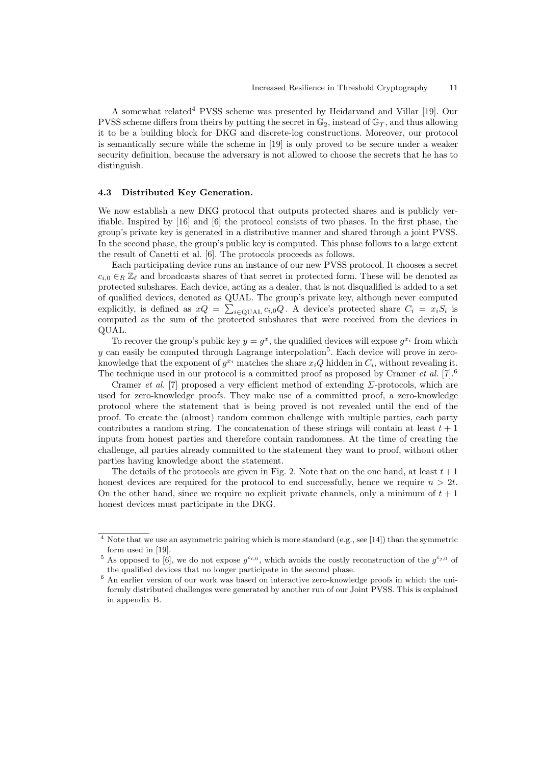A somewhat related[4] PVSS scheme was presented by Heidarvand and Villar [19]. Our PVSS scheme differs from theirs by putting the secret in $\mathbb{G}_2$, instead of $\mathbb{G}_T$, and thus allowing it to be a building block for DKG and discrete-log constructions. Moreover, our protocol is semantically secure while the scheme in [19] is only proved to be secure under a weaker security definition, because the adversary is not allowed to choose the secrets that he has to distinguish.

### 4.3 Distributed Key Generation.

We now establish a new DKG protocol that outputs protected shares and is publicly verifiable. Inspired by [16] and [6] the protocol consists of two phases. In the first phase, the group's private key is generated in a distributive manner and shared through a joint PVSS. In the second phase, the group's public key is computed. This phase follows to a large extent the result of Canetti et al. [6]. The protocols proceeds as follows.

Each participating device runs an instance of our new PVSS protocol. It chooses a secret $c_{i,0} \in_R \mathbb{Z}_\ell$ and broadcasts shares of that secret in protected form. These will be denoted as protected subshares. Each device, acting as a dealer, that is not disqualified is added to a set of qualified devices, denoted as QUAL. The group's private key, although never computed explicitly, is defined as $xQ = \sum_{i \in \text{QUAL}} c_{i,0}Q$. A device's protected share $C_i = x_i S_i$ is computed as the sum of the protected subshares that were received from the devices in QUAL.

To recover the group's public key $y = g^x$, the qualified devices will expose $g^{x_i}$ from which $y$ can easily be computed through Lagrange interpolation[5]. Each device will prove in zero-knowledge that the exponent of $g^{x_i}$ matches the share $x_iQ$ hidden in $C_i$, without revealing it. The technique used in our protocol is a committed proof as proposed by Cramer *et al.* [7].[6]

Cramer *et al.* [7] proposed a very efficient method of extending $\Sigma$-protocols, which are used for zero-knowledge proofs. They make use of a committed proof, a zero-knowledge protocol where the statement that is being proved is not revealed until the end of the proof. To create the (almost) random common challenge with multiple parties, each party contributes a random string. The concatenation of these strings will contain at least $t+1$ inputs from honest parties and therefore contain randomness. At the time of creating the challenge, all parties already committed to the statement they want to proof, without other parties having knowledge about the statement.

The details of the protocols are given in Fig. 2. Note that on the one hand, at least $t+1$ honest devices are required for the protocol to end successfully, hence we require $n > 2t$. On the other hand, since we require no explicit private channels, only a minimum of $t+1$ honest devices must participate in the DKG.

---

[4] Note that we use an asymmetric pairing which is more standard (e.g., see [14]) than the symmetric form used in [19].

[5] As opposed to [6], we do not expose $g^{c_{i,0}}$, which avoids the costly reconstruction of the $g^{c_{j,0}}$ of the qualified devices that no longer participate in the second phase.

[6] An earlier version of our work was based on interactive zero-knowledge proofs in which the uniformly distributed challenges were generated by another run of our Joint PVSS. This is explained in appendix B.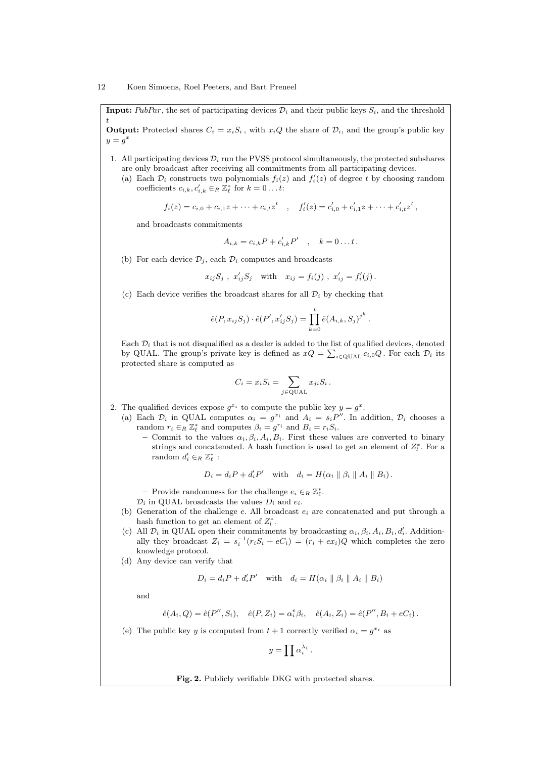**Input:** *PubPar*, the set of participating devices $\mathcal{D}_i$ and their public keys $S_i$, and the threshold $t$

**Output:** Protected shares $C_i = x_i S_i$, with $x_i Q$ the share of $\mathcal{D}_i$, and the group's public key $y = g^x$

1. All participating devices $\mathcal{D}_i$ run the PVSS protocol simultaneously, the protected subshares are only broadcast after receiving all commitments from all participating devices.
   (a) Each $\mathcal{D}_i$ constructs two polynomials $f_i(z)$ and $f_i'(z)$ of degree $t$ by choosing random coefficients $c_{i,k}, c_{i,k}' \in_R \mathbb{Z}_\ell^*$ for $k = 0 \dots t$:

   $$f_i(z) = c_{i,0} + c_{i,1}z + \cdots + c_{i,t}z^t \quad , \quad f_i'(z) = c_{i,0}' + c_{i,1}'z + \cdots + c_{i,t}'z^t \, ,$$

   and broadcasts commitments

   $$A_{i,k} = c_{i,k}P + c_{i,k}'P' \quad , \quad k = 0 \dots t \, .$$

   (b) For each device $\mathcal{D}_j$, each $\mathcal{D}_i$ computes and broadcasts

   $$x_{ij}S_j \; , \; x_{ij}'S_j \quad \text{with} \quad x_{ij} = f_i(j) \; , \; x_{ij}' = f_i'(j) \, .$$

   (c) Each device verifies the broadcast shares for all $\mathcal{D}_i$ by checking that

   $$\hat{e}(P, x_{ij}S_j) \cdot \hat{e}(P', x_{ij}'S_j) = \prod_{k=0}^{t} \hat{e}(A_{i,k}, S_j)^{j^k} \, .$$

   Each $\mathcal{D}_i$ that is not disqualified as a dealer is added to the list of qualified devices, denoted by QUAL. The group's private key is defined as $xQ = \sum_{i \in \text{QUAL}} c_{i,0}Q$. For each $\mathcal{D}_i$ its protected share is computed as

   $$C_i = x_i S_i = \sum_{j \in \text{QUAL}} x_{ji} S_i \, .$$

2. The qualified devices expose $g^{x_i}$ to compute the public key $y = g^x$.
   (a) Each $\mathcal{D}_i$ in QUAL computes $\alpha_i = g^{x_i}$ and $A_i = s_i P''$. In addition, $\mathcal{D}_i$ chooses a random $r_i \in_R \mathbb{Z}_\ell^*$ and computes $\beta_i = g^{r_i}$ and $B_i = r_i S_i$.
      – Commit to the values $\alpha_i, \beta_i, A_i, B_i$. First these values are converted to binary strings and concatenated. A hash function is used to get an element of $Z_l^*$. For a random $d_i' \in_R \mathbb{Z}_\ell^*$ :

      $$D_i = d_i P + d_i' P' \quad \text{with} \quad d_i = H(\alpha_i \parallel \beta_i \parallel A_i \parallel B_i) \, .$$

      – Provide randomness for the challenge $e_i \in_R \mathbb{Z}_\ell^*$.

      $\mathcal{D}_i$ in QUAL broadcasts the values $D_i$ and $e_i$.

   (b) Generation of the challenge $e$. All broadcast $e_i$ are concatenated and put through a hash function to get an element of $Z_l^*$.
   (c) All $\mathcal{D}_i$ in QUAL open their commitments by broadcasting $\alpha_i, \beta_i, A_i, B_i, d_i'$. Additionally they broadcast $Z_i = s_i^{-1}(r_i S_i + eC_i) = (r_i + ex_i)Q$ which completes the zero knowledge protocol.
   (d) Any device can verify that

   $$D_i = d_i P + d_i' P' \quad \text{with} \quad d_i = H(\alpha_i \parallel \beta_i \parallel A_i \parallel B_i)$$

   and

   $$\hat{e}(A_i, Q) = \hat{e}(P'', S_i), \quad \hat{e}(P, Z_i) = \alpha_i^e \beta_i, \quad \hat{e}(A_i, Z_i) = \hat{e}(P'', B_i + eC_i) \, .$$

   (e) The public key $y$ is computed from $t+1$ correctly verified $\alpha_i = g^{x_i}$ as

   $$y = \prod \alpha_i^{\lambda_i} \, .$$

**Fig. 2.** Publicly verifiable DKG with protected shares.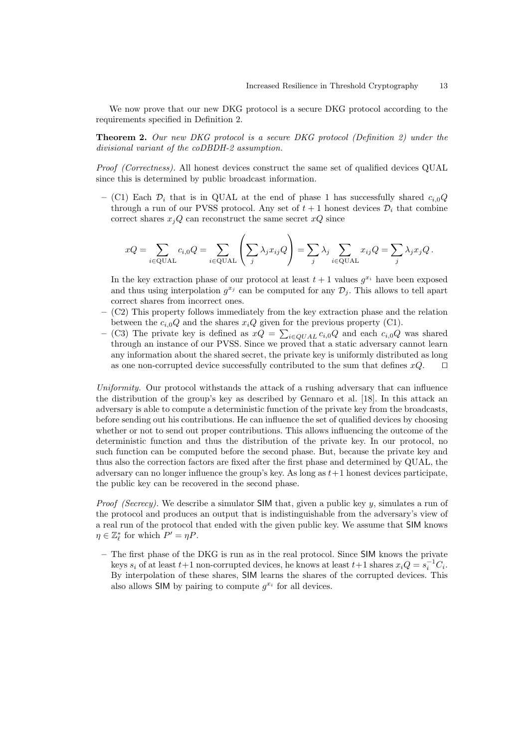We now prove that our new DKG protocol is a secure DKG protocol according to the requirements specified in Definition 2.

**Theorem 2.** *Our new DKG protocol is a secure DKG protocol (Definition 2) under the divisional variant of the coDBDH-2 assumption.*

*Proof (Correctness).* All honest devices construct the same set of qualified devices QUAL since this is determined by public broadcast information.

- (C1) Each $\mathcal{D}_i$ that is in QUAL at the end of phase 1 has successfully shared $c_{i,0}Q$ through a run of our PVSS protocol. Any set of $t+1$ honest devices $\mathcal{D}_i$ that combine correct shares $x_jQ$ can reconstruct the same secret $xQ$ since

$$xQ = \sum_{i \in \mathrm{QUAL}} c_{i,0}Q = \sum_{i \in \mathrm{QUAL}} \left( \sum_j \lambda_j x_{ij} Q \right) = \sum_j \lambda_j \sum_{i \in \mathrm{QUAL}} x_{ij}Q = \sum_j \lambda_j x_j Q \,.$$

  In the key extraction phase of our protocol at least $t+1$ values $g^{x_i}$ have been exposed and thus using interpolation $g^{x_j}$ can be computed for any $\mathcal{D}_j$. This allows to tell apart correct shares from incorrect ones.
- (C2) This property follows immediately from the key extraction phase and the relation between the $c_{i,0}Q$ and the shares $x_iQ$ given for the previous property (C1).
- (C3) The private key is defined as $xQ = \sum_{i \in QUAL} c_{i,0}Q$ and each $c_{i,0}Q$ was shared through an instance of our PVSS. Since we proved that a static adversary cannot learn any information about the shared secret, the private key is uniformly distributed as long as one non-corrupted device successfully contributed to the sum that defines $xQ$. $\square$

*Uniformity.* Our protocol withstands the attack of a rushing adversary that can influence the distribution of the group's key as described by Gennaro et al. [18]. In this attack an adversary is able to compute a deterministic function of the private key from the broadcasts, before sending out his contributions. He can influence the set of qualified devices by choosing whether or not to send out proper contributions. This allows influencing the outcome of the deterministic function and thus the distribution of the private key. In our protocol, no such function can be computed before the second phase. But, because the private key and thus also the correction factors are fixed after the first phase and determined by QUAL, the adversary can no longer influence the group's key. As long as $t+1$ honest devices participate, the public key can be recovered in the second phase.

*Proof (Secrecy).* We describe a simulator SIM that, given a public key $y$, simulates a run of the protocol and produces an output that is indistinguishable from the adversary's view of a real run of the protocol that ended with the given public key. We assume that SIM knows $\eta \in \mathbb{Z}_\ell^*$ for which $P' = \eta P$.

- The first phase of the DKG is run as in the real protocol. Since SIM knows the private keys $s_i$ of at least $t+1$ non-corrupted devices, he knows at least $t+1$ shares $x_iQ = s_i^{-1}C_i$. By interpolation of these shares, SIM learns the shares of the corrupted devices. This also allows SIM by pairing to compute $g^{x_i}$ for all devices.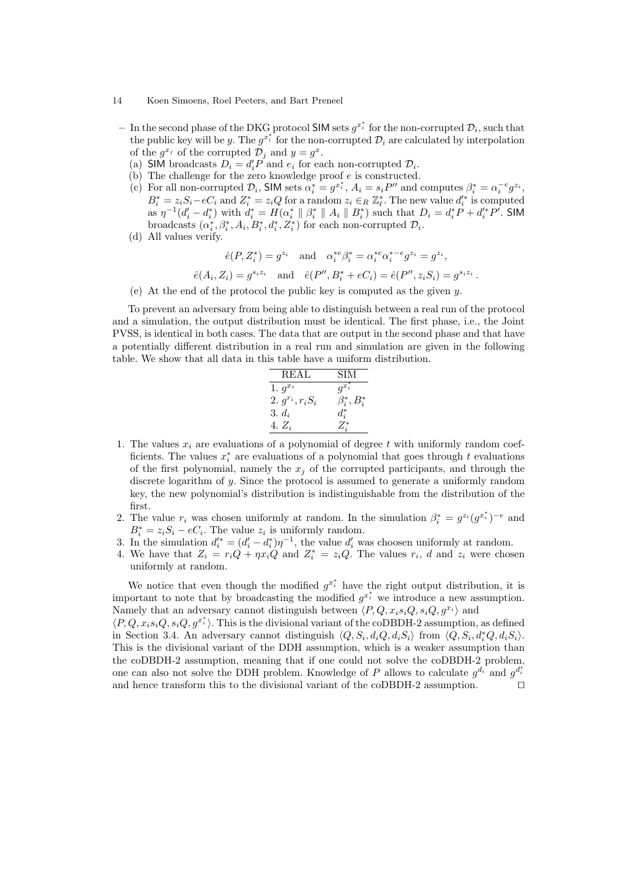- In the second phase of the DKG protocol SIM sets $g^{x_i^*}$ for the non-corrupted $\mathcal{D}_i$, such that the public key will be $y$. The $g^{x_i^*}$ for the non-corrupted $\mathcal{D}_i$ are calculated by interpolation of the $g^{x_j}$ of the corrupted $\mathcal{D}_j$ and $y = g^x$.
  (a) SIM broadcasts $D_i = d_i' P$ and $e_i$ for each non-corrupted $\mathcal{D}_i$.
  (b) The challenge for the zero knowledge proof $e$ is constructed.
  (c) For all non-corrupted $\mathcal{D}_i$, SIM sets $\alpha_i^* = g^{x_i^*}$, $A_i = s_i P''$ and computes $\beta_i^* = \alpha_i^{-e} g^{z_i}$, $B_i^* = z_i S_i - e C_i$ and $Z_i^* = z_i Q$ for a random $z_i \in_R \mathbb{Z}_\ell^*$. The new value $d_i'^*$ is computed as $\eta^{-1}(d_i' - d_i^*)$ with $d_i^* = H(\alpha_i^* \parallel \beta_i^* \parallel A_i \parallel B_i^*)$ such that $D_i = d_i^* P + d_i'^* P'$. SIM broadcasts $(\alpha_i^*, \beta_i^*, A_i, B_i^*, d_i^*, Z_i^*)$ for each non-corrupted $\mathcal{D}_i$.
  (d) All values verify.

$$\hat{e}(P, Z_i^*) = g^{z_i} \quad \text{and} \quad \alpha_i^{*e} \beta_i^* = \alpha_i^{*e} \alpha_i^{*-e} g^{z_i} = g^{z_i},$$

$$\hat{e}(A_i, Z_i) = g^{s_i z_i} \quad \text{and} \quad \hat{e}(P'', B_i^* + eC_i) = \hat{e}(P'', z_i S_i) = g^{s_i z_i}\,.$$

  (e) At the end of the protocol the public key is computed as the given $y$.

To prevent an adversary from being able to distinguish between a real run of the protocol and a simulation, the output distribution must be identical. The first phase, i.e., the Joint PVSS, is identical in both cases. The data that are output in the second phase and that have a potentially different distribution in a real run and simulation are given in the following table. We show that all data in this table have a uniform distribution.

| REAL | SIM |
|---|---|
| 1. $g^{x_i}$ | $g^{x_i^*}$ |
| 2. $g^{r_i}, r_i S_i$ | $\beta_i^*, B_i^*$ |
| 3. $d_i$ | $d_i^*$ |
| 4. $Z_i$ | $Z_i^*$ |

1. The values $x_i$ are evaluations of a polynomial of degree $t$ with uniformly random coefficients. The values $x_i^*$ are evaluations of a polynomial that goes through $t$ evaluations of the first polynomial, namely the $x_j$ of the corrupted participants, and through the discrete logarithm of $y$. Since the protocol is assumed to generate a uniformly random key, the new polynomial's distribution is indistinguishable from the distribution of the first.
2. The value $r_i$ was chosen uniformly at random. In the simulation $\beta_i^* = g^{z_i}(g^{x_i^*})^{-e}$ and $B_i^* = z_i S_i - e C_i$. The value $z_i$ is uniformly random.
3. In the simulation $d_i'^* = (d_i' - d_i^*)\eta^{-1}$, the value $d_i'$ was choosen uniformly at random.
4. We have that $Z_i = r_i Q + \eta x_i Q$ and $Z_i^* = z_i Q$. The values $r_i$, $d$ and $z_i$ were chosen uniformly at random.

We notice that even though the modified $g^{x_i^*}$ have the right output distribution, it is important to note that by broadcasting the modified $g^{x_i^*}$ we introduce a new assumption. Namely that an adversary cannot distinguish between $\langle P, Q, x_i s_i Q, s_i Q, g^{x_i} \rangle$ and $\langle P, Q, x_i s_i Q, s_i Q, g^{x_i^*} \rangle$. This is the divisional variant of the coDBDH-2 assumption, as defined in Section 3.4. An adversary cannot distinguish $\langle Q, S_i, d_i Q, d_i S_i \rangle$ from $\langle Q, S_i, d_i^* Q, d_i S_i \rangle$. This is the divisional variant of the DDH assumption, which is a weaker assumption than the coDBDH-2 assumption, meaning that if one could not solve the coDBDH-2 problem, one can also not solve the DDH problem. Knowledge of $P$ allows to calculate $g^{d_i}$ and $g^{d_i^*}$ and hence transform this to the divisional variant of the coDBDH-2 assumption. $\square$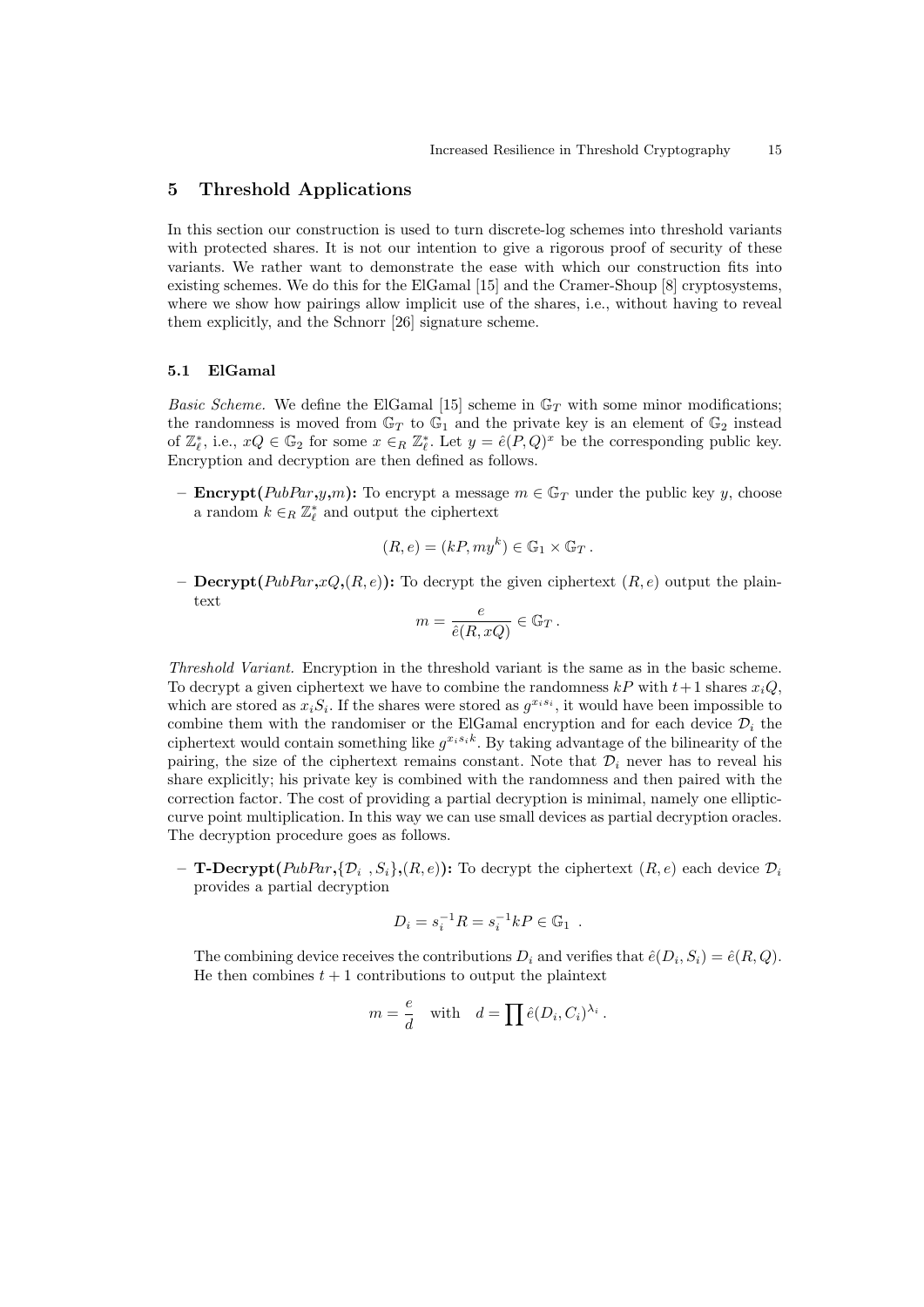## 5 Threshold Applications

In this section our construction is used to turn discrete-log schemes into threshold variants with protected shares. It is not our intention to give a rigorous proof of security of these variants. We rather want to demonstrate the ease with which our construction fits into existing schemes. We do this for the ElGamal [15] and the Cramer-Shoup [8] cryptosystems, where we show how pairings allow implicit use of the shares, i.e., without having to reveal them explicitly, and the Schnorr [26] signature scheme.

### 5.1 ElGamal

*Basic Scheme.* We define the ElGamal [15] scheme in $\mathbb{G}_T$ with some minor modifications; the randomness is moved from $\mathbb{G}_T$ to $\mathbb{G}_1$ and the private key is an element of $\mathbb{G}_2$ instead of $\mathbb{Z}_\ell^*$, i.e., $xQ \in \mathbb{G}_2$ for some $x \in_R \mathbb{Z}_\ell^*$. Let $y = \hat{e}(P,Q)^x$ be the corresponding public key. Encryption and decryption are then defined as follows.

- **Encrypt(**$PubPar$,$y$,$m$**):** To encrypt a message $m \in \mathbb{G}_T$ under the public key $y$, choose a random $k \in_R \mathbb{Z}_\ell^*$ and output the ciphertext

$$(R, e) = (kP, my^k) \in \mathbb{G}_1 \times \mathbb{G}_T \, .$$

- **Decrypt(**$PubPar$,$xQ$,$(R,e)$**):** To decrypt the given ciphertext $(R,e)$ output the plaintext

$$m = \frac{e}{\hat{e}(R, xQ)} \in \mathbb{G}_T \, .$$

*Threshold Variant.* Encryption in the threshold variant is the same as in the basic scheme. To decrypt a given ciphertext we have to combine the randomness $kP$ with $t+1$ shares $x_iQ$, which are stored as $x_iS_i$. If the shares were stored as $g^{x_is_i}$, it would have been impossible to combine them with the randomiser or the ElGamal encryption and for each device $\mathcal{D}_i$ the ciphertext would contain something like $g^{x_is_ik}$. By taking advantage of the bilinearity of the pairing, the size of the ciphertext remains constant. Note that $\mathcal{D}_i$ never has to reveal his share explicitly; his private key is combined with the randomness and then paired with the correction factor. The cost of providing a partial decryption is minimal, namely one elliptic-curve point multiplication. In this way we can use small devices as partial decryption oracles. The decryption procedure goes as follows.

- **T-Decrypt(**$PubPar$,$\{\mathcal{D}_i\ , S_i\}$,$(R,e)$**):** To decrypt the ciphertext $(R,e)$ each device $\mathcal{D}_i$ provides a partial decryption

$$D_i = s_i^{-1}R = s_i^{-1}kP \in \mathbb{G}_1 \ \ .$$

The combining device receives the contributions $D_i$ and verifies that $\hat{e}(D_i, S_i) = \hat{e}(R, Q)$. He then combines $t+1$ contributions to output the plaintext

$$m = \frac{e}{d} \quad \text{with} \quad d = \prod \hat{e}(D_i, C_i)^{\lambda_i} \, .$$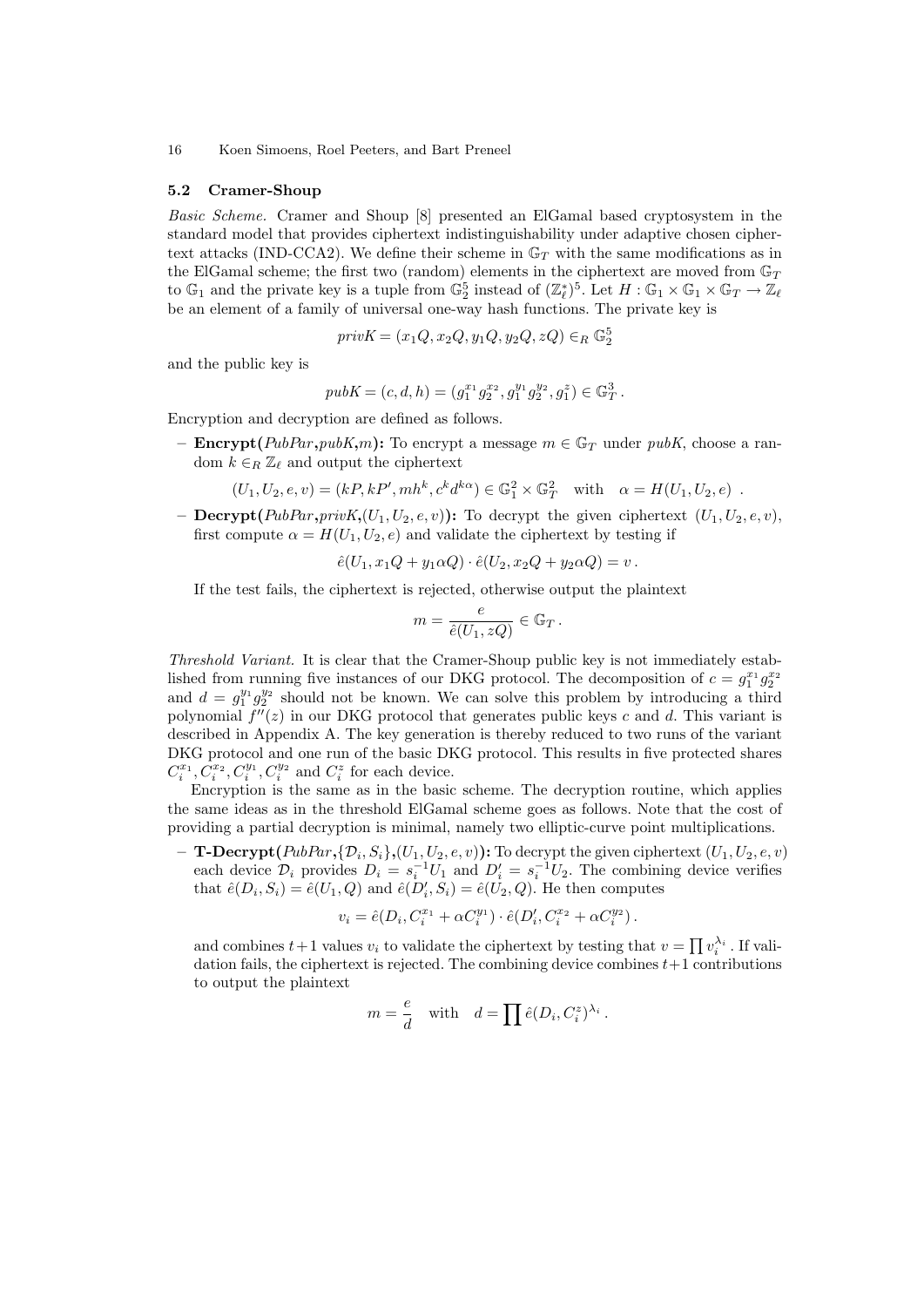### 5.2 Cramer-Shoup

*Basic Scheme.* Cramer and Shoup [8] presented an ElGamal based cryptosystem in the standard model that provides ciphertext indistinguishability under adaptive chosen ciphertext attacks (IND-CCA2). We define their scheme in $\mathbb{G}_T$ with the same modifications as in the ElGamal scheme; the first two (random) elements in the ciphertext are moved from $\mathbb{G}_T$ to $\mathbb{G}_1$ and the private key is a tuple from $\mathbb{G}_2^5$ instead of $(\mathbb{Z}_\ell^*)^5$. Let $H : \mathbb{G}_1 \times \mathbb{G}_1 \times \mathbb{G}_T \rightarrow \mathbb{Z}_\ell$ be an element of a family of universal one-way hash functions. The private key is

$$privK = (x_1 Q, x_2 Q, y_1 Q, y_2 Q, zQ) \in_R \mathbb{G}_2^5$$

and the public key is

$$pubK = (c, d, h) = (g_1^{x_1} g_2^{x_2}, g_1^{y_1} g_2^{y_2}, g_1^z) \in \mathbb{G}_T^3 .$$

Encryption and decryption are defined as follows.

- **Encrypt(*PubPar*,*pubK*,*m*):** To encrypt a message $m \in \mathbb{G}_T$ under $pubK$, choose a random $k \in_R \mathbb{Z}_\ell$ and output the ciphertext

$$(U_1, U_2, e, v) = (kP, kP', mh^k, c^k d^{k\alpha}) \in \mathbb{G}_1^2 \times \mathbb{G}_T^2 \quad \text{with} \quad \alpha = H(U_1, U_2, e) \ .$$

- **Decrypt(*PubPar*,*privK*,$(U_1, U_2, e, v)$):** To decrypt the given ciphertext $(U_1, U_2, e, v)$, first compute $\alpha = H(U_1, U_2, e)$ and validate the ciphertext by testing if

$$\hat{e}(U_1, x_1 Q + y_1 \alpha Q) \cdot \hat{e}(U_2, x_2 Q + y_2 \alpha Q) = v \,.$$

  If the test fails, the ciphertext is rejected, otherwise output the plaintext

$$m = \frac{e}{\hat{e}(U_1, zQ)} \in \mathbb{G}_T \,.$$

*Threshold Variant.* It is clear that the Cramer-Shoup public key is not immediately established from running five instances of our DKG protocol. The decomposition of $c = g_1^{x_1} g_2^{x_2}$ and $d = g_1^{y_1} g_2^{y_2}$ should not be known. We can solve this problem by introducing a third polynomial $f''(z)$ in our DKG protocol that generates public keys $c$ and $d$. This variant is described in Appendix A. The key generation is thereby reduced to two runs of the variant DKG protocol and one run of the basic DKG protocol. This results in five protected shares $C_i^{x_1}, C_i^{x_2}, C_i^{y_1}, C_i^{y_2}$ and $C_i^z$ for each device.

Encryption is the same as in the basic scheme. The decryption routine, which applies the same ideas as in the threshold ElGamal scheme goes as follows. Note that the cost of providing a partial decryption is minimal, namely two elliptic-curve point multiplications.

- **T-Decrypt(*PubPar*,$\{\mathcal{D}_i, S_i\}$,$(U_1, U_2, e, v)$):** To decrypt the given ciphertext $(U_1, U_2, e, v)$ each device $\mathcal{D}_i$ provides $D_i = s_i^{-1} U_1$ and $D_i' = s_i^{-1} U_2$. The combining device verifies that $\hat{e}(D_i, S_i) = \hat{e}(U_1, Q)$ and $\hat{e}(D_i', S_i) = \hat{e}(U_2, Q)$. He then computes

$$v_i = \hat{e}(D_i, C_i^{x_1} + \alpha C_i^{y_1}) \cdot \hat{e}(D_i', C_i^{x_2} + \alpha C_i^{y_2}) \,.$$

  and combines $t+1$ values $v_i$ to validate the ciphertext by testing that $v = \prod v_i^{\lambda_i}$ . If validation fails, the ciphertext is rejected. The combining device combines $t+1$ contributions to output the plaintext

$$m = \frac{e}{d} \quad \text{with} \quad d = \prod \hat{e}(D_i, C_i^z)^{\lambda_i} \,.$$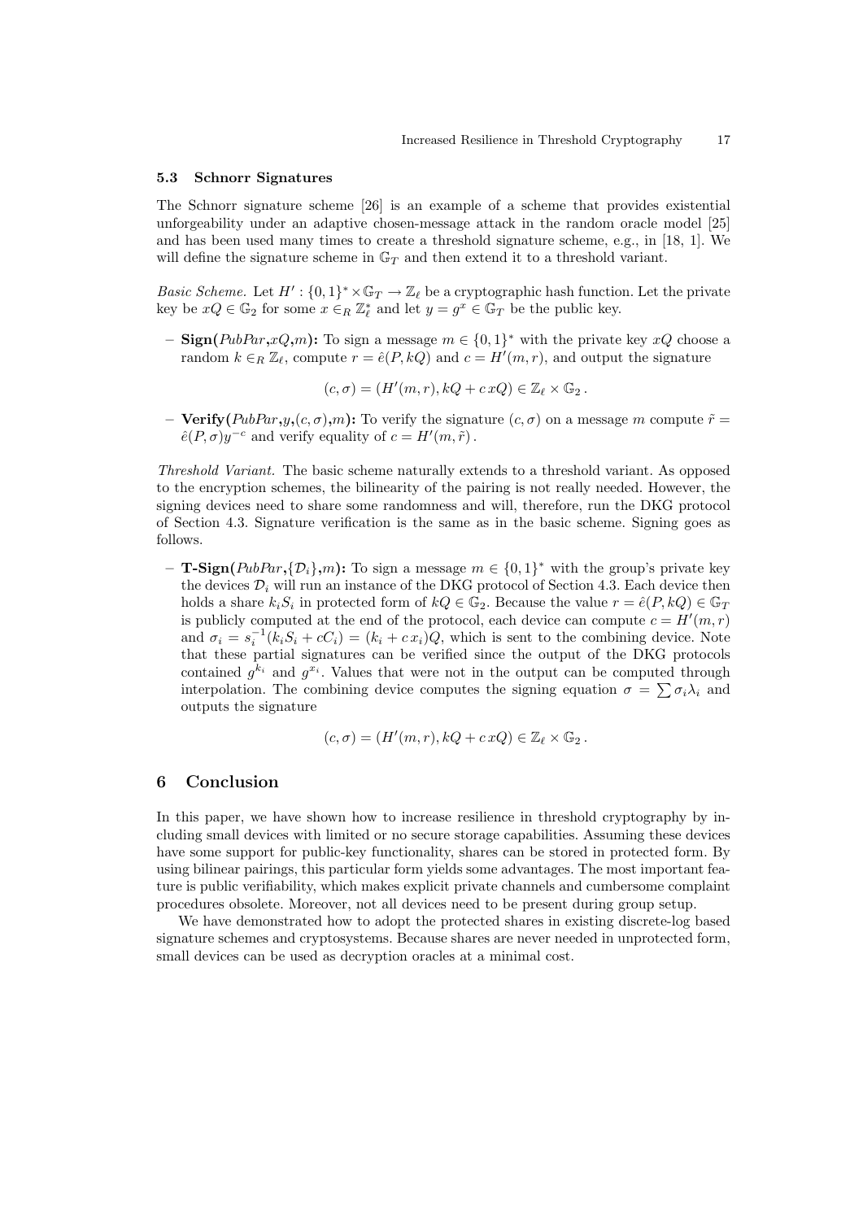### 5.3 Schnorr Signatures

The Schnorr signature scheme [26] is an example of a scheme that provides existential unforgeability under an adaptive chosen-message attack in the random oracle model [25] and has been used many times to create a threshold signature scheme, e.g., in [18, 1]. We will define the signature scheme in $\mathbb{G}_T$ and then extend it to a threshold variant.

*Basic Scheme.* Let $H' : \{0,1\}^* \times \mathbb{G}_T \to \mathbb{Z}_\ell$ be a cryptographic hash function. Let the private key be $xQ \in \mathbb{G}_2$ for some $x \in_R \mathbb{Z}_\ell^*$ and let $y = g^x \in \mathbb{G}_T$ be the public key.

- **Sign(***PubPar***,***xQ***,***m***):** To sign a message $m \in \{0,1\}^*$ with the private key $xQ$ choose a random $k \in_R \mathbb{Z}_\ell$, compute $r = \hat{e}(P, kQ)$ and $c = H'(m, r)$, and output the signature

$$(c, \sigma) = (H'(m, r), kQ + c\,xQ) \in \mathbb{Z}_\ell \times \mathbb{G}_2 \,.$$

- **Verify(***PubPar***,***y***,**$(c,\sigma)$**,***m***):** To verify the signature $(c, \sigma)$ on a message $m$ compute $\tilde{r} = \hat{e}(P, \sigma)y^{-c}$ and verify equality of $c = H'(m, \tilde{r})$.

*Threshold Variant.* The basic scheme naturally extends to a threshold variant. As opposed to the encryption schemes, the bilinearity of the pairing is not really needed. However, the signing devices need to share some randomness and will, therefore, run the DKG protocol of Section 4.3. Signature verification is the same as in the basic scheme. Signing goes as follows.

- **T-Sign(***PubPar***,**$\{\mathcal{D}_i\}$**,***m***):** To sign a message $m \in \{0,1\}^*$ with the group's private key the devices $\mathcal{D}_i$ will run an instance of the DKG protocol of Section 4.3. Each device then holds a share $k_iS_i$ in protected form of $kQ \in \mathbb{G}_2$. Because the value $r = \hat{e}(P, kQ) \in \mathbb{G}_T$ is publicly computed at the end of the protocol, each device can compute $c = H'(m, r)$ and $\sigma_i = s_i^{-1}(k_iS_i + cC_i) = (k_i + c\,x_i)Q$, which is sent to the combining device. Note that these partial signatures can be verified since the output of the DKG protocols contained $g^{k_i}$ and $g^{x_i}$. Values that were not in the output can be computed through interpolation. The combining device computes the signing equation $\sigma = \sum \sigma_i \lambda_i$ and outputs the signature

$$(c, \sigma) = (H'(m, r), kQ + c\,xQ) \in \mathbb{Z}_\ell \times \mathbb{G}_2 \,.$$

## 6 Conclusion

In this paper, we have shown how to increase resilience in threshold cryptography by including small devices with limited or no secure storage capabilities. Assuming these devices have some support for public-key functionality, shares can be stored in protected form. By using bilinear pairings, this particular form yields some advantages. The most important feature is public verifiability, which makes explicit private channels and cumbersome complaint procedures obsolete. Moreover, not all devices need to be present during group setup.

We have demonstrated how to adopt the protected shares in existing discrete-log based signature schemes and cryptosystems. Because shares are never needed in unprotected form, small devices can be used as decryption oracles at a minimal cost.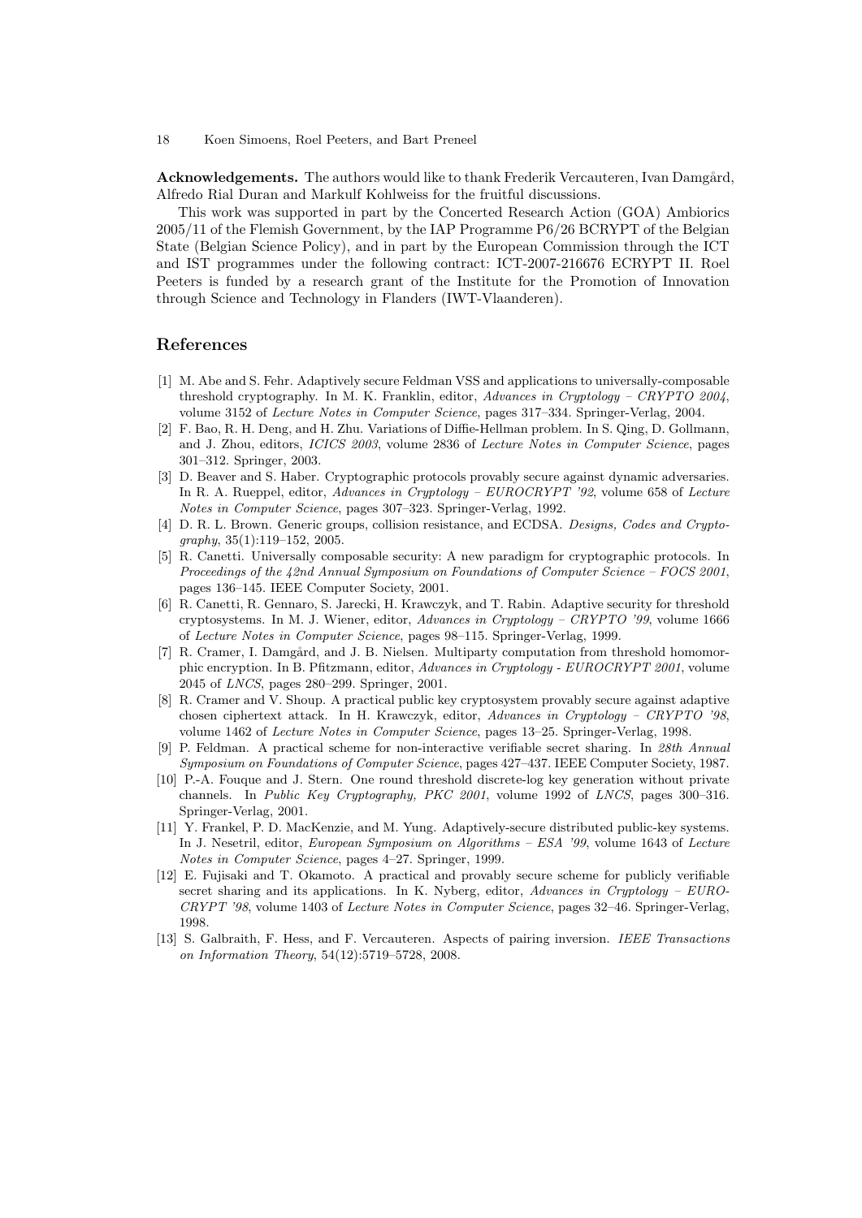**Acknowledgements.** The authors would like to thank Frederik Vercauteren, Ivan Damgård, Alfredo Rial Duran and Markulf Kohlweiss for the fruitful discussions.

This work was supported in part by the Concerted Research Action (GOA) Ambiorics 2005/11 of the Flemish Government, by the IAP Programme P6/26 BCRYPT of the Belgian State (Belgian Science Policy), and in part by the European Commission through the ICT and IST programmes under the following contract: ICT-2007-216676 ECRYPT II. Roel Peeters is funded by a research grant of the Institute for the Promotion of Innovation through Science and Technology in Flanders (IWT-Vlaanderen).

## References

[1] M. Abe and S. Fehr. Adaptively secure Feldman VSS and applications to universally-composable threshold cryptography. In M. K. Franklin, editor, *Advances in Cryptology – CRYPTO 2004*, volume 3152 of *Lecture Notes in Computer Science*, pages 317–334. Springer-Verlag, 2004.

[2] F. Bao, R. H. Deng, and H. Zhu. Variations of Diffie-Hellman problem. In S. Qing, D. Gollmann, and J. Zhou, editors, *ICICS 2003*, volume 2836 of *Lecture Notes in Computer Science*, pages 301–312. Springer, 2003.

[3] D. Beaver and S. Haber. Cryptographic protocols provably secure against dynamic adversaries. In R. A. Rueppel, editor, *Advances in Cryptology – EUROCRYPT '92*, volume 658 of *Lecture Notes in Computer Science*, pages 307–323. Springer-Verlag, 1992.

[4] D. R. L. Brown. Generic groups, collision resistance, and ECDSA. *Designs, Codes and Cryptography*, 35(1):119–152, 2005.

[5] R. Canetti. Universally composable security: A new paradigm for cryptographic protocols. In *Proceedings of the 42nd Annual Symposium on Foundations of Computer Science – FOCS 2001*, pages 136–145. IEEE Computer Society, 2001.

[6] R. Canetti, R. Gennaro, S. Jarecki, H. Krawczyk, and T. Rabin. Adaptive security for threshold cryptosystems. In M. J. Wiener, editor, *Advances in Cryptology – CRYPTO '99*, volume 1666 of *Lecture Notes in Computer Science*, pages 98–115. Springer-Verlag, 1999.

[7] R. Cramer, I. Damgård, and J. B. Nielsen. Multiparty computation from threshold homomorphic encryption. In B. Pfitzmann, editor, *Advances in Cryptology - EUROCRYPT 2001*, volume 2045 of *LNCS*, pages 280–299. Springer, 2001.

[8] R. Cramer and V. Shoup. A practical public key cryptosystem provably secure against adaptive chosen ciphertext attack. In H. Krawczyk, editor, *Advances in Cryptology – CRYPTO '98*, volume 1462 of *Lecture Notes in Computer Science*, pages 13–25. Springer-Verlag, 1998.

[9] P. Feldman. A practical scheme for non-interactive verifiable secret sharing. In *28th Annual Symposium on Foundations of Computer Science*, pages 427–437. IEEE Computer Society, 1987.

[10] P.-A. Fouque and J. Stern. One round threshold discrete-log key generation without private channels. In *Public Key Cryptography, PKC 2001*, volume 1992 of *LNCS*, pages 300–316. Springer-Verlag, 2001.

[11] Y. Frankel, P. D. MacKenzie, and M. Yung. Adaptively-secure distributed public-key systems. In J. Nesetril, editor, *European Symposium on Algorithms – ESA '99*, volume 1643 of *Lecture Notes in Computer Science*, pages 4–27. Springer, 1999.

[12] E. Fujisaki and T. Okamoto. A practical and provably secure scheme for publicly verifiable secret sharing and its applications. In K. Nyberg, editor, *Advances in Cryptology – EUROCRYPT '98*, volume 1403 of *Lecture Notes in Computer Science*, pages 32–46. Springer-Verlag, 1998.

[13] S. Galbraith, F. Hess, and F. Vercauteren. Aspects of pairing inversion. *IEEE Transactions on Information Theory*, 54(12):5719–5728, 2008.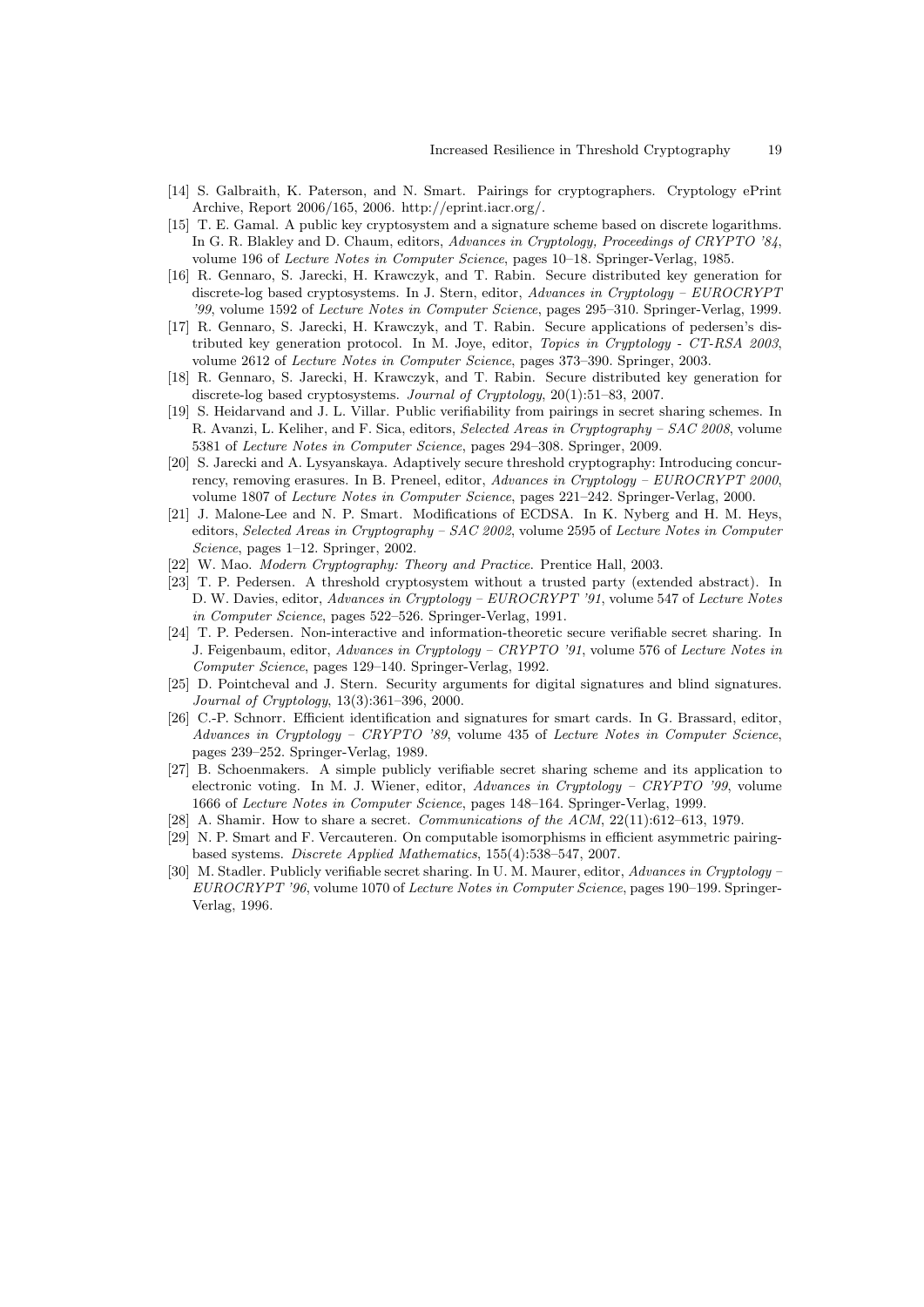[14] S. Galbraith, K. Paterson, and N. Smart. Pairings for cryptographers. Cryptology ePrint Archive, Report 2006/165, 2006. http://eprint.iacr.org/.

[15] T. E. Gamal. A public key cryptosystem and a signature scheme based on discrete logarithms. In G. R. Blakley and D. Chaum, editors, *Advances in Cryptology, Proceedings of CRYPTO '84*, volume 196 of *Lecture Notes in Computer Science*, pages 10–18. Springer-Verlag, 1985.

[16] R. Gennaro, S. Jarecki, H. Krawczyk, and T. Rabin. Secure distributed key generation for discrete-log based cryptosystems. In J. Stern, editor, *Advances in Cryptology – EUROCRYPT '99*, volume 1592 of *Lecture Notes in Computer Science*, pages 295–310. Springer-Verlag, 1999.

[17] R. Gennaro, S. Jarecki, H. Krawczyk, and T. Rabin. Secure applications of pedersen's distributed key generation protocol. In M. Joye, editor, *Topics in Cryptology - CT-RSA 2003*, volume 2612 of *Lecture Notes in Computer Science*, pages 373–390. Springer, 2003.

[18] R. Gennaro, S. Jarecki, H. Krawczyk, and T. Rabin. Secure distributed key generation for discrete-log based cryptosystems. *Journal of Cryptology*, 20(1):51–83, 2007.

[19] S. Heidarvand and J. L. Villar. Public verifiability from pairings in secret sharing schemes. In R. Avanzi, L. Keliher, and F. Sica, editors, *Selected Areas in Cryptography – SAC 2008*, volume 5381 of *Lecture Notes in Computer Science*, pages 294–308. Springer, 2009.

[20] S. Jarecki and A. Lysyanskaya. Adaptively secure threshold cryptography: Introducing concurrency, removing erasures. In B. Preneel, editor, *Advances in Cryptology – EUROCRYPT 2000*, volume 1807 of *Lecture Notes in Computer Science*, pages 221–242. Springer-Verlag, 2000.

[21] J. Malone-Lee and N. P. Smart. Modifications of ECDSA. In K. Nyberg and H. M. Heys, editors, *Selected Areas in Cryptography – SAC 2002*, volume 2595 of *Lecture Notes in Computer Science*, pages 1–12. Springer, 2002.

[22] W. Mao. *Modern Cryptography: Theory and Practice*. Prentice Hall, 2003.

[23] T. P. Pedersen. A threshold cryptosystem without a trusted party (extended abstract). In D. W. Davies, editor, *Advances in Cryptology – EUROCRYPT '91*, volume 547 of *Lecture Notes in Computer Science*, pages 522–526. Springer-Verlag, 1991.

[24] T. P. Pedersen. Non-interactive and information-theoretic secure verifiable secret sharing. In J. Feigenbaum, editor, *Advances in Cryptology – CRYPTO '91*, volume 576 of *Lecture Notes in Computer Science*, pages 129–140. Springer-Verlag, 1992.

[25] D. Pointcheval and J. Stern. Security arguments for digital signatures and blind signatures. *Journal of Cryptology*, 13(3):361–396, 2000.

[26] C.-P. Schnorr. Efficient identification and signatures for smart cards. In G. Brassard, editor, *Advances in Cryptology – CRYPTO '89*, volume 435 of *Lecture Notes in Computer Science*, pages 239–252. Springer-Verlag, 1989.

[27] B. Schoenmakers. A simple publicly verifiable secret sharing scheme and its application to electronic voting. In M. J. Wiener, editor, *Advances in Cryptology – CRYPTO '99*, volume 1666 of *Lecture Notes in Computer Science*, pages 148–164. Springer-Verlag, 1999.

[28] A. Shamir. How to share a secret. *Communications of the ACM*, 22(11):612–613, 1979.

[29] N. P. Smart and F. Vercauteren. On computable isomorphisms in efficient asymmetric pairing-based systems. *Discrete Applied Mathematics*, 155(4):538–547, 2007.

[30] M. Stadler. Publicly verifiable secret sharing. In U. M. Maurer, editor, *Advances in Cryptology – EUROCRYPT '96*, volume 1070 of *Lecture Notes in Computer Science*, pages 190–199. Springer-Verlag, 1996.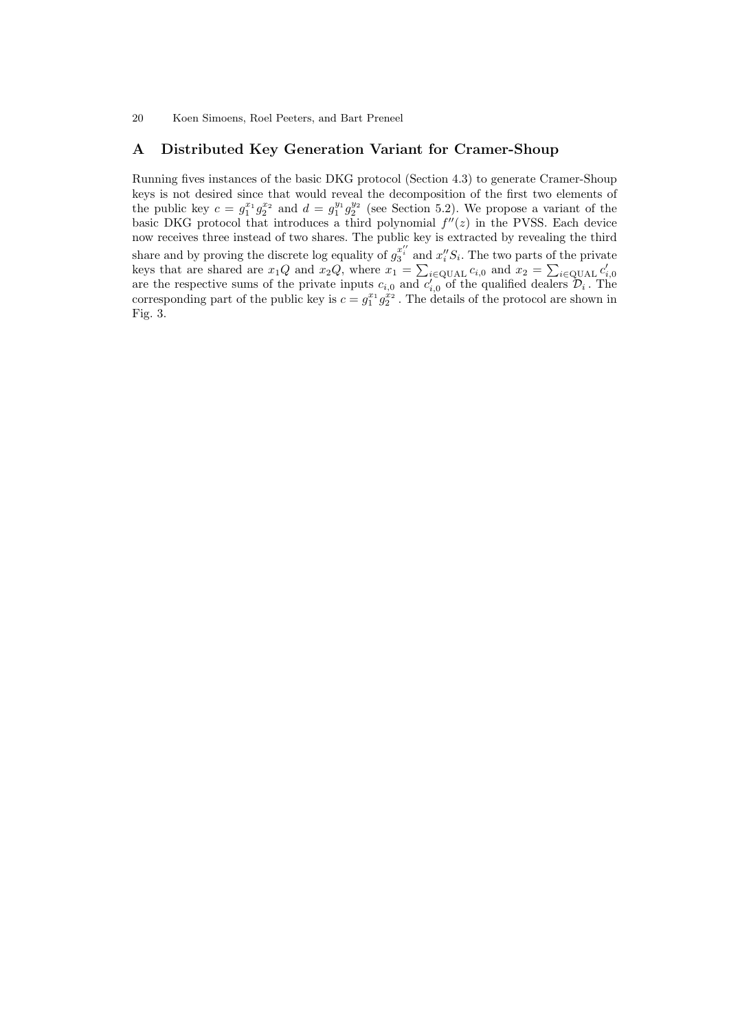# A Distributed Key Generation Variant for Cramer-Shoup

Running fives instances of the basic DKG protocol (Section 4.3) to generate Cramer-Shoup keys is not desired since that would reveal the decomposition of the first two elements of the public key $c = g_1^{x_1} g_2^{x_2}$ and $d = g_1^{y_1} g_2^{y_2}$ (see Section 5.2). We propose a variant of the basic DKG protocol that introduces a third polynomial $f''(z)$ in the PVSS. Each device now receives three instead of two shares. The public key is extracted by revealing the third share and by proving the discrete log equality of $g_3^{x_i''}$ and $x_i'' S_i$. The two parts of the private keys that are shared are $x_1 Q$ and $x_2 Q$, where $x_1 = \sum_{i \in \mathrm{QUAL}} c_{i,0}$ and $x_2 = \sum_{i \in \mathrm{QUAL}} c'_{i,0}$ are the respective sums of the private inputs $c_{i,0}$ and $c'_{i,0}$ of the qualified dealers $\mathcal{D}_i$. The corresponding part of the public key is $c = g_1^{x_1} g_2^{x_2}$. The details of the protocol are shown in Fig. 3.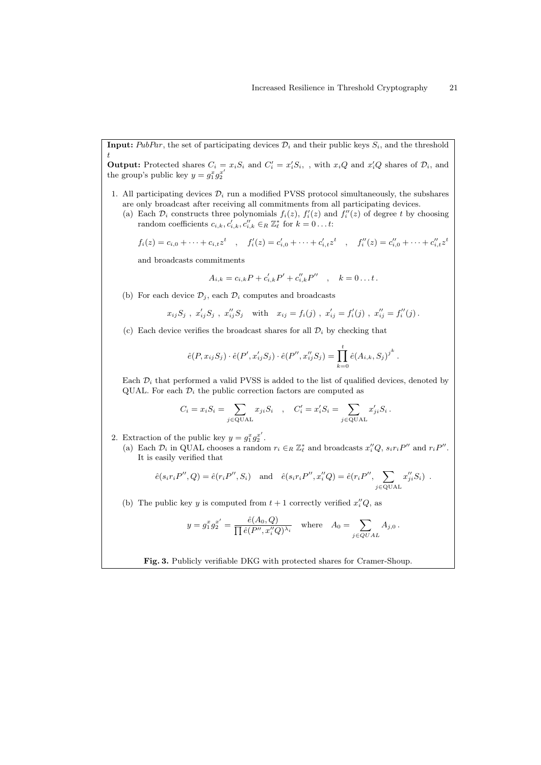**Input:** *PubPar*, the set of participating devices $\mathcal{D}_i$ and their public keys $S_i$, and the threshold $t$

**Output:** Protected shares $C_i = x_i S_i$ and $C'_i = x'_i S_i$, , with $x_i Q$ and $x'_i Q$ shares of $\mathcal{D}_i$, and the group's public key $y = g_1^x g_2^{x'}$

1. All participating devices $\mathcal{D}_i$ run a modified PVSS protocol simultaneously, the subshares are only broadcast after receiving all commitments from all participating devices.
   (a) Each $\mathcal{D}_i$ constructs three polynomials $f_i(z)$, $f'_i(z)$ and $f''_i(z)$ of degree $t$ by choosing random coefficients $c_{i,k}, c'_{i,k}, c''_{i,k} \in_R \mathbb{Z}^*_\ell$ for $k = 0 \dots t$:

   $$f_i(z) = c_{i,0} + \cdots + c_{i,t} z^t \quad , \quad f'_i(z) = c'_{i,0} + \cdots + c'_{i,t} z^t \quad , \quad f''_i(z) = c''_{i,0} + \cdots + c''_{i,t} z^t$$

   and broadcasts commitments

   $$A_{i,k} = c_{i,k} P + c'_{i,k} P' + c''_{i,k} P'' \quad , \quad k = 0 \dots t\,.$$

   (b) For each device $\mathcal{D}_j$, each $\mathcal{D}_i$ computes and broadcasts

   $$x_{ij} S_j \ , \ x'_{ij} S_j \ , \ x''_{ij} S_j \quad \text{with} \quad x_{ij} = f_i(j) \ , \ x'_{ij} = f'_i(j) \ , \ x''_{ij} = f''_i(j)\,.$$

   (c) Each device verifies the broadcast shares for all $\mathcal{D}_i$ by checking that

   $$\hat{e}(P, x_{ij} S_j) \cdot \hat{e}(P', x'_{ij} S_j) \cdot \hat{e}(P'', x''_{ij} S_j) = \prod_{k=0}^{t} \hat{e}(A_{i,k}, S_j)^{j^k}\,.$$

   Each $\mathcal{D}_i$ that performed a valid PVSS is added to the list of qualified devices, denoted by QUAL. For each $\mathcal{D}_i$ the public correction factors are computed as

   $$C_i = x_i S_i = \sum_{j \in \mathrm{QUAL}} x_{ji} S_i \quad , \quad C'_i = x'_i S_i = \sum_{j \in \mathrm{QUAL}} x'_{ji} S_i\,.$$

2. Extraction of the public key $y = g_1^x g_2^{x'}$.
   (a) Each $\mathcal{D}_i$ in QUAL chooses a random $r_i \in_R \mathbb{Z}^*_\ell$ and broadcasts $x''_i Q$, $s_i r_i P''$ and $r_i P''$. It is easily verified that

   $$\hat{e}(s_i r_i P'', Q) = \hat{e}(r_i P'', S_i) \quad \text{and} \quad \hat{e}(s_i r_i P'', x''_i Q) = \hat{e}(r_i P'', \sum_{j \in \mathrm{QUAL}} x''_{ji} S_i)\ .$$

   (b) The public key $y$ is computed from $t+1$ correctly verified $x''_i Q$, as

   $$y = g_1^x g_2^{x'} = \frac{\hat{e}(A_0, Q)}{\prod \hat{e}(P'', x''_i Q)^{\lambda_i}} \quad \text{where} \quad A_0 = \sum_{j \in QUAL} A_{j,0}\,.$$

**Fig. 3.** Publicly verifiable DKG with protected shares for Cramer-Shoup.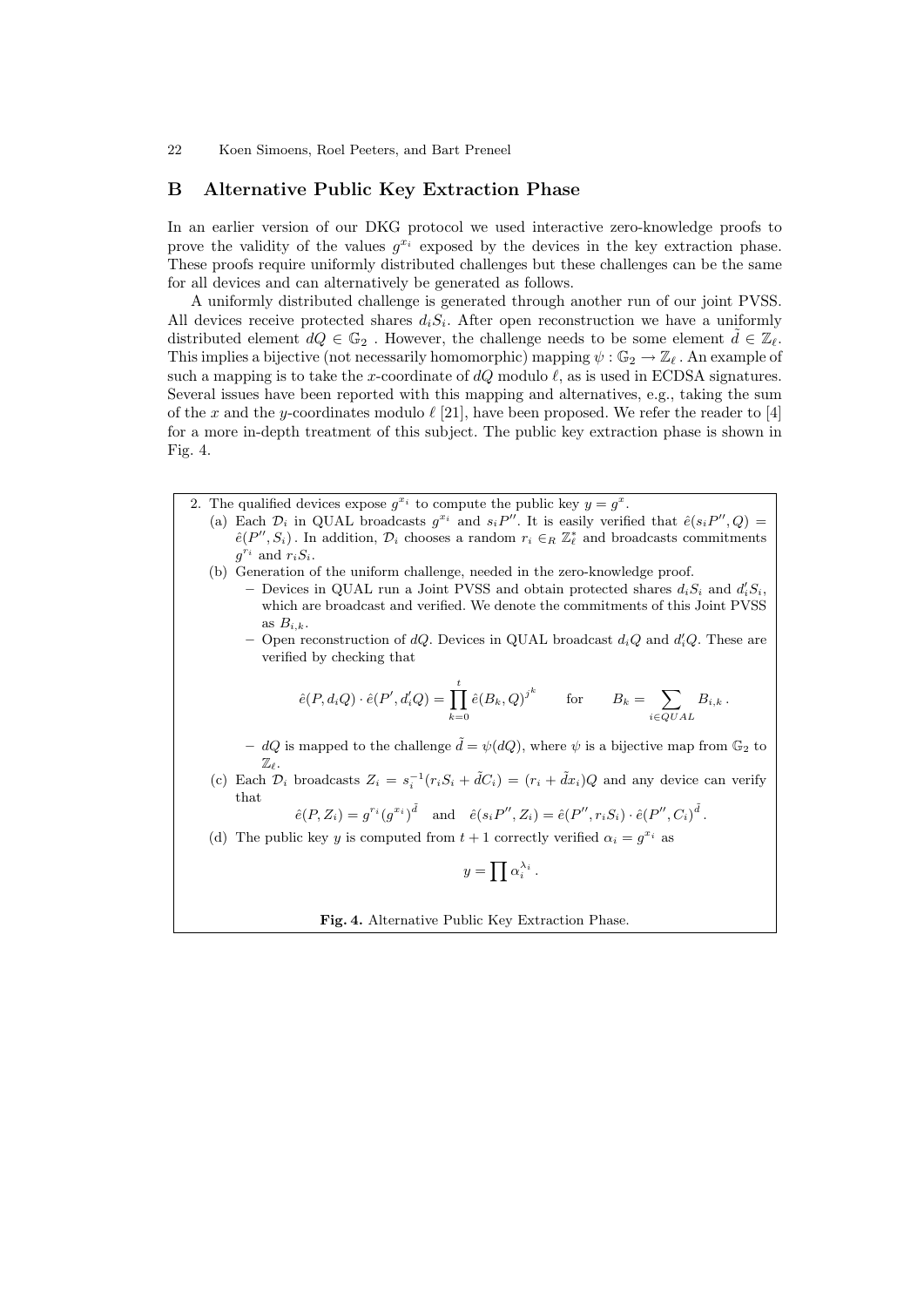## B Alternative Public Key Extraction Phase

In an earlier version of our DKG protocol we used interactive zero-knowledge proofs to prove the validity of the values $g^{x_i}$ exposed by the devices in the key extraction phase. These proofs require uniformly distributed challenges but these challenges can be the same for all devices and can alternatively be generated as follows.

A uniformly distributed challenge is generated through another run of our joint PVSS. All devices receive protected shares $d_i S_i$. After open reconstruction we have a uniformly distributed element $dQ \in \mathbb{G}_2$ . However, the challenge needs to be some element $\tilde{d} \in \mathbb{Z}_\ell$. This implies a bijective (not necessarily homomorphic) mapping $\psi : \mathbb{G}_2 \rightarrow \mathbb{Z}_\ell$ . An example of such a mapping is to take the $x$-coordinate of $dQ$ modulo $\ell$, as is used in ECDSA signatures. Several issues have been reported with this mapping and alternatives, e.g., taking the sum of the $x$ and the $y$-coordinates modulo $\ell$ [21], have been proposed. We refer the reader to [4] for a more in-depth treatment of this subject. The public key extraction phase is shown in Fig. 4.

2. The qualified devices expose $g^{x_i}$ to compute the public key $y = g^x$.
   (a) Each $\mathcal{D}_i$ in QUAL broadcasts $g^{x_i}$ and $s_i P''$. It is easily verified that $\hat{e}(s_i P'', Q) = \hat{e}(P'', S_i)$ . In addition, $\mathcal{D}_i$ chooses a random $r_i \in_R \mathbb{Z}_\ell^*$ and broadcasts commitments $g^{r_i}$ and $r_i S_i$.
   (b) Generation of the uniform challenge, needed in the zero-knowledge proof.
      – Devices in QUAL run a Joint PVSS and obtain protected shares $d_i S_i$ and $d'_i S_i$, which are broadcast and verified. We denote the commitments of this Joint PVSS as $B_{i,k}$.
      – Open reconstruction of $dQ$. Devices in QUAL broadcast $d_i Q$ and $d'_i Q$. These are verified by checking that

$$\hat{e}(P, d_i Q) \cdot \hat{e}(P', d'_i Q) = \prod_{k=0}^{t} \hat{e}(B_k, Q)^{j^k} \qquad \text{for} \qquad B_k = \sum_{i \in QUAL} B_{i,k} \, .$$

      – $dQ$ is mapped to the challenge $\tilde{d} = \psi(dQ)$, where $\psi$ is a bijective map from $\mathbb{G}_2$ to $\mathbb{Z}_\ell$.
   (c) Each $\mathcal{D}_i$ broadcasts $Z_i = s_i^{-1}(r_i S_i + \tilde{d} C_i) = (r_i + \tilde{d} x_i) Q$ and any device can verify that

$$\hat{e}(P, Z_i) = g^{r_i} (g^{x_i})^{\tilde{d}} \quad \text{and} \quad \hat{e}(s_i P'', Z_i) = \hat{e}(P'', r_i S_i) \cdot \hat{e}(P'', C_i)^{\tilde{d}} \, .$$

   (d) The public key $y$ is computed from $t+1$ correctly verified $\alpha_i = g^{x_i}$ as

$$y = \prod \alpha_i^{\lambda_i} \, .$$

**Fig. 4.** Alternative Public Key Extraction Phase.